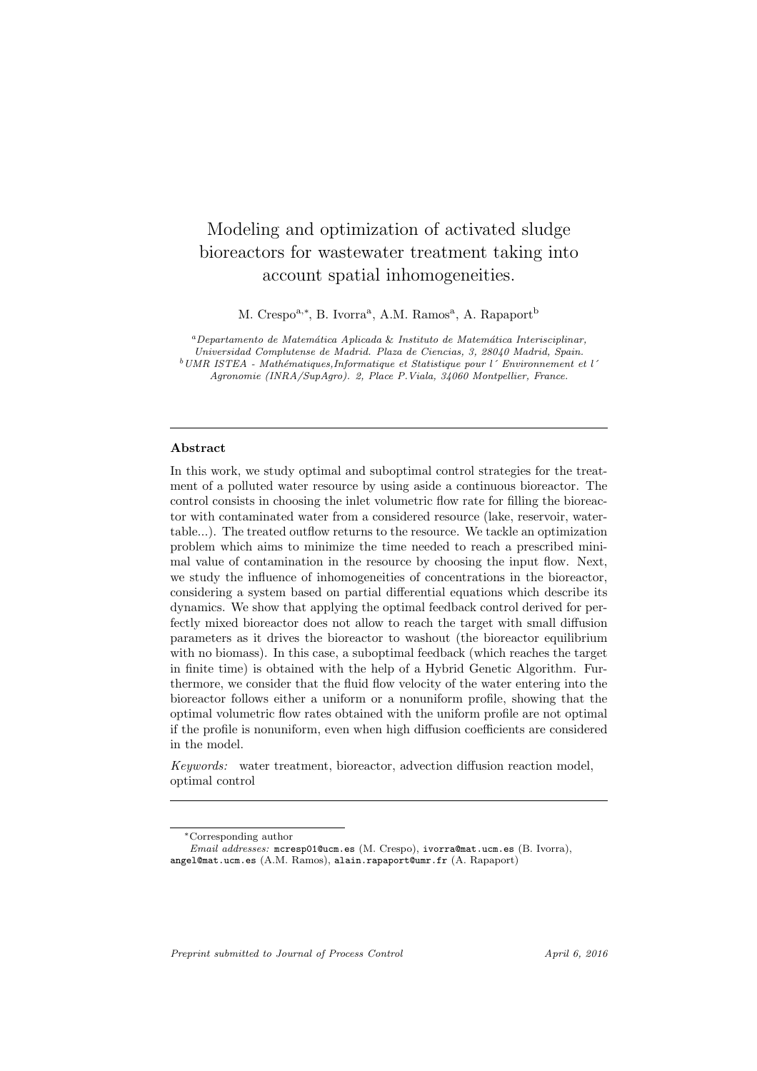# Modeling and optimization of activated sludge bioreactors for wastewater treatment taking into account spatial inhomogeneities.

M. Crespo[a,*], B. Ivorra[a], A.M. Ramos[a], A. Rapaport[b]

[a]*Departamento de Matemática Aplicada & Instituto de Matemática Interisciplinar, Universidad Complutense de Madrid. Plaza de Ciencias, 3, 28040 Madrid, Spain.*
[b]*UMR ISTEA - Mathématiques,Informatique et Statistique pour l´ Environnement et l´ Agronomie (INRA/SupAgro). 2, Place P.Viala, 34060 Montpellier, France.*

---

## Abstract

In this work, we study optimal and suboptimal control strategies for the treatment of a polluted water resource by using aside a continuous bioreactor. The control consists in choosing the inlet volumetric flow rate for filling the bioreactor with contaminated water from a considered resource (lake, reservoir, watertable...). The treated outflow returns to the resource. We tackle an optimization problem which aims to minimize the time needed to reach a prescribed minimal value of contamination in the resource by choosing the input flow. Next, we study the influence of inhomogeneities of concentrations in the bioreactor, considering a system based on partial differential equations which describe its dynamics. We show that applying the optimal feedback control derived for perfectly mixed bioreactor does not allow to reach the target with small diffusion parameters as it drives the bioreactor to washout (the bioreactor equilibrium with no biomass). In this case, a suboptimal feedback (which reaches the target in finite time) is obtained with the help of a Hybrid Genetic Algorithm. Furthermore, we consider that the fluid flow velocity of the water entering into the bioreactor follows either a uniform or a nonuniform profile, showing that the optimal volumetric flow rates obtained with the uniform profile are not optimal if the profile is nonuniform, even when high diffusion coefficients are considered in the model.

*Keywords:* water treatment, bioreactor, advection diffusion reaction model, optimal control

---

*Corresponding author

*Email addresses:* mcresp01@ucm.es (M. Crespo), ivorra@mat.ucm.es (B. Ivorra), angel@mat.ucm.es (A.M. Ramos), alain.rapaport@umr.fr (A. Rapaport)

*Preprint submitted to Journal of Process Control* April 6, 2016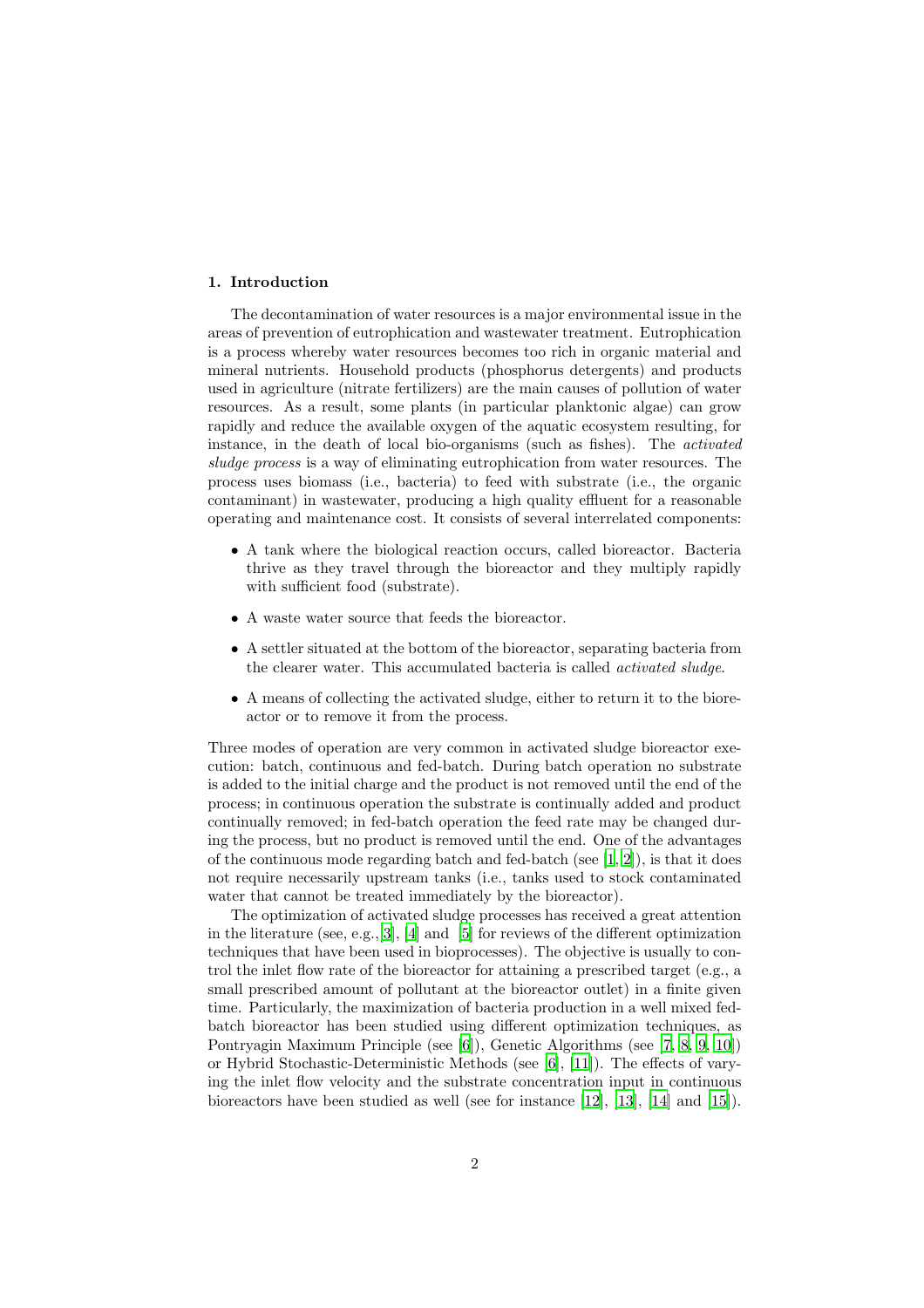## 1. Introduction

The decontamination of water resources is a major environmental issue in the areas of prevention of eutrophication and wastewater treatment. Eutrophication is a process whereby water resources becomes too rich in organic material and mineral nutrients. Household products (phosphorus detergents) and products used in agriculture (nitrate fertilizers) are the main causes of pollution of water resources. As a result, some plants (in particular planktonic algae) can grow rapidly and reduce the available oxygen of the aquatic ecosystem resulting, for instance, in the death of local bio-organisms (such as fishes). The *activated sludge process* is a way of eliminating eutrophication from water resources. The process uses biomass (i.e., bacteria) to feed with substrate (i.e., the organic contaminant) in wastewater, producing a high quality effluent for a reasonable operating and maintenance cost. It consists of several interrelated components:

- A tank where the biological reaction occurs, called bioreactor. Bacteria thrive as they travel through the bioreactor and they multiply rapidly with sufficient food (substrate).
- A waste water source that feeds the bioreactor.
- A settler situated at the bottom of the bioreactor, separating bacteria from the clearer water. This accumulated bacteria is called *activated sludge*.
- A means of collecting the activated sludge, either to return it to the bioreactor or to remove it from the process.

Three modes of operation are very common in activated sludge bioreactor execution: batch, continuous and fed-batch. During batch operation no substrate is added to the initial charge and the product is not removed until the end of the process; in continuous operation the substrate is continually added and product continually removed; in fed-batch operation the feed rate may be changed during the process, but no product is removed until the end. One of the advantages of the continuous mode regarding batch and fed-batch (see [1, 2]), is that it does not require necessarily upstream tanks (i.e., tanks used to stock contaminated water that cannot be treated immediately by the bioreactor).

The optimization of activated sludge processes has received a great attention in the literature (see, e.g.,[3], [4] and [5] for reviews of the different optimization techniques that have been used in bioprocesses). The objective is usually to control the inlet flow rate of the bioreactor for attaining a prescribed target (e.g., a small prescribed amount of pollutant at the bioreactor outlet) in a finite given time. Particularly, the maximization of bacteria production in a well mixed fed-batch bioreactor has been studied using different optimization techniques, as Pontryagin Maximum Principle (see [6]), Genetic Algorithms (see [7, 8, 9, 10]) or Hybrid Stochastic-Deterministic Methods (see [6], [11]). The effects of varying the inlet flow velocity and the substrate concentration input in continuous bioreactors have been studied as well (see for instance [12], [13], [14] and [15]).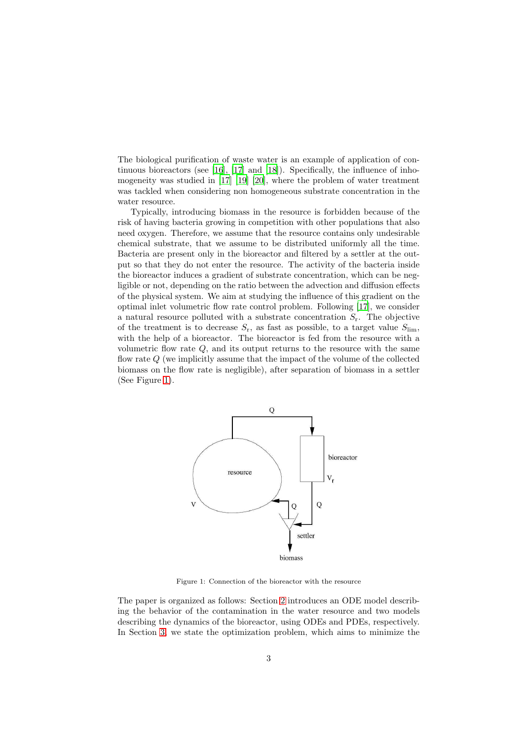The biological purification of waste water is an example of application of continuous bioreactors (see [16], [17] and [18]). Specifically, the influence of inhomogeneity was studied in [17] [19] [20], where the problem of water treatment was tackled when considering non homogeneous substrate concentration in the water resource.

Typically, introducing biomass in the resource is forbidden because of the risk of having bacteria growing in competition with other populations that also need oxygen. Therefore, we assume that the resource contains only undesirable chemical substrate, that we assume to be distributed uniformly all the time. Bacteria are present only in the bioreactor and filtered by a settler at the output so that they do not enter the resource. The activity of the bacteria inside the bioreactor induces a gradient of substrate concentration, which can be negligible or not, depending on the ratio between the advection and diffusion effects of the physical system. We aim at studying the influence of this gradient on the optimal inlet volumetric flow rate control problem. Following [17], we consider a natural resource polluted with a substrate concentration $S_\mathrm{r}$. The objective of the treatment is to decrease $S_\mathrm{r}$, as fast as possible, to a target value $S_\mathrm{lim}$, with the help of a bioreactor. The bioreactor is fed from the resource with a volumetric flow rate $Q$, and its output returns to the resource with the same flow rate $Q$ (we implicitly assume that the impact of the volume of the collected biomass on the flow rate is negligible), after separation of biomass in a settler (See Figure 1).

Figure 1: Connection of the bioreactor with the resource

The paper is organized as follows: Section 2 introduces an ODE model describing the behavior of the contamination in the water resource and two models describing the dynamics of the bioreactor, using ODEs and PDEs, respectively. In Section 3, we state the optimization problem, which aims to minimize the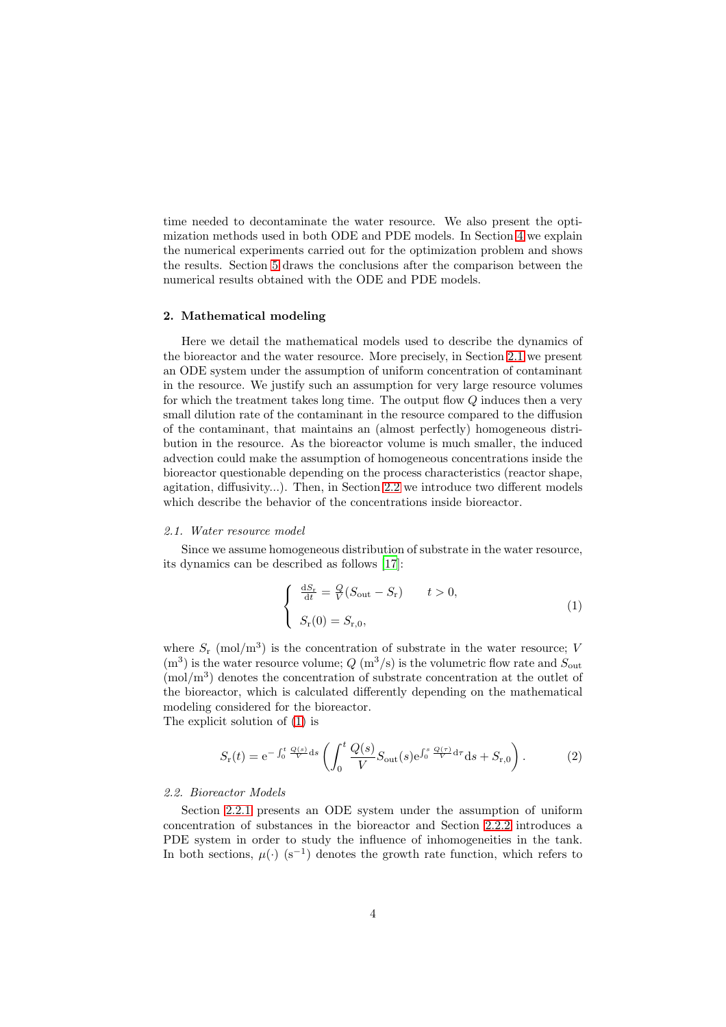time needed to decontaminate the water resource. We also present the optimization methods used in both ODE and PDE models. In Section 4 we explain the numerical experiments carried out for the optimization problem and shows the results. Section 5 draws the conclusions after the comparison between the numerical results obtained with the ODE and PDE models.

## 2. Mathematical modeling

Here we detail the mathematical models used to describe the dynamics of the bioreactor and the water resource. More precisely, in Section 2.1 we present an ODE system under the assumption of uniform concentration of contaminant in the resource. We justify such an assumption for very large resource volumes for which the treatment takes long time. The output flow $Q$ induces then a very small dilution rate of the contaminant in the resource compared to the diffusion of the contaminant, that maintains an (almost perfectly) homogeneous distribution in the resource. As the bioreactor volume is much smaller, the induced advection could make the assumption of homogeneous concentrations inside the bioreactor questionable depending on the process characteristics (reactor shape, agitation, diffusivity...). Then, in Section 2.2 we introduce two different models which describe the behavior of the concentrations inside bioreactor.

### *2.1. Water resource model*

Since we assume homogeneous distribution of substrate in the water resource, its dynamics can be described as follows [17]:

$$\left\{ \begin{array}{ll} \frac{\mathrm{d}S_{\mathrm{r}}}{\mathrm{d}t} = \frac{Q}{V}(S_{\mathrm{out}} - S_{\mathrm{r}}) & t > 0, \\ S_{\mathrm{r}}(0) = S_{\mathrm{r},0}, & \end{array} \right. \tag{1}$$

where $S_{\mathrm{r}}$ (mol/m$^3$) is the concentration of substrate in the water resource; $V$ (m$^3$) is the water resource volume; $Q$ (m$^3$/s) is the volumetric flow rate and $S_{\mathrm{out}}$ (mol/m$^3$) denotes the concentration of substrate concentration at the outlet of the bioreactor, which is calculated differently depending on the mathematical modeling considered for the bioreactor.
The explicit solution of (1) is

$$S_{\mathrm{r}}(t) = \mathrm{e}^{-\int_0^t \frac{Q(s)}{V}\mathrm{d}s} \left( \int_0^t \frac{Q(s)}{V} S_{\mathrm{out}}(s) \mathrm{e}^{\int_0^s \frac{Q(\tau)}{V}\mathrm{d}\tau} \mathrm{d}s + S_{\mathrm{r},0} \right). \tag{2}$$

### *2.2. Bioreactor Models*

Section 2.2.1 presents an ODE system under the assumption of uniform concentration of substances in the bioreactor and Section 2.2.2 introduces a PDE system in order to study the influence of inhomogeneities in the tank. In both sections, $\mu(\cdot)$ (s$^{-1}$) denotes the growth rate function, which refers to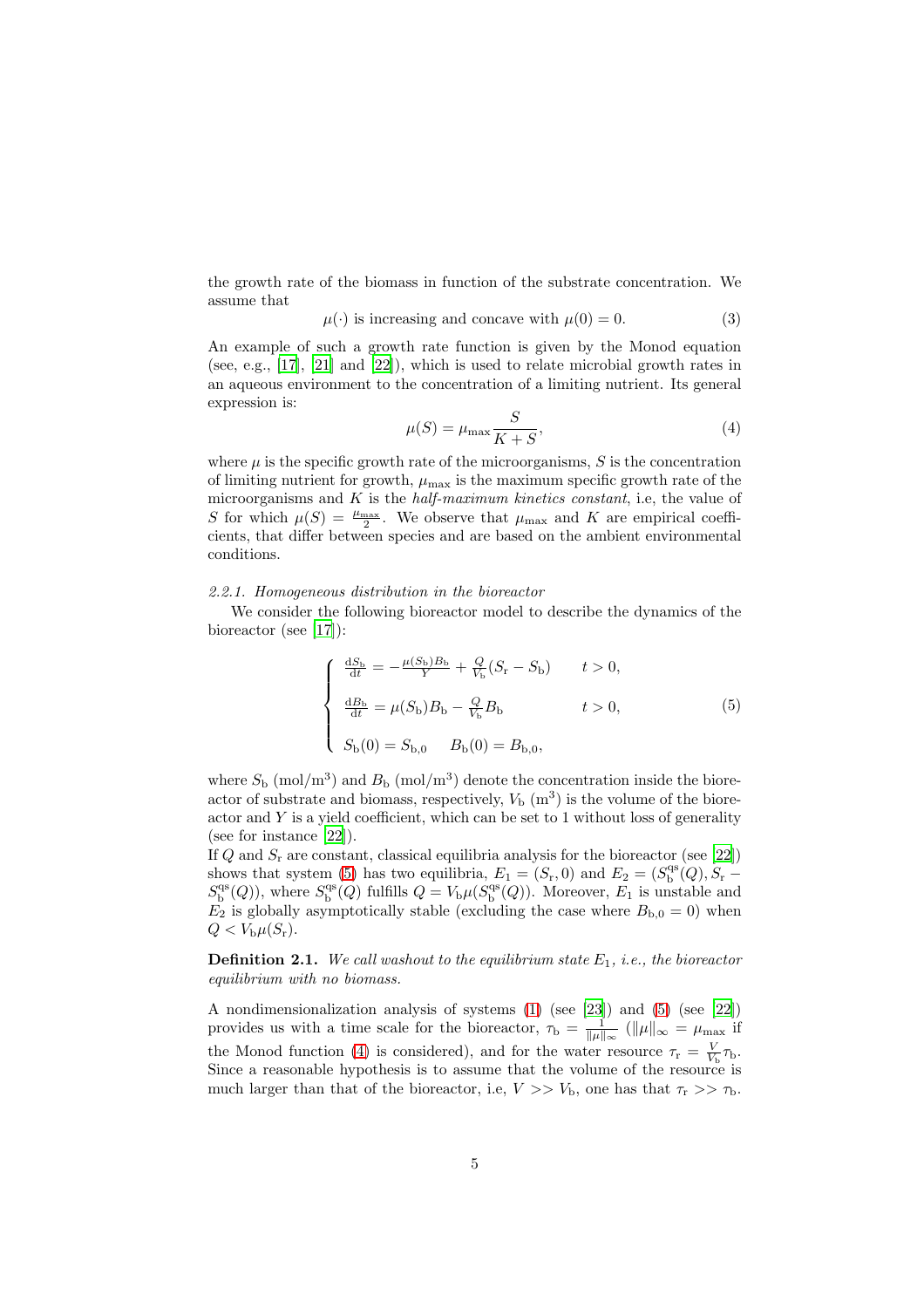the growth rate of the biomass in function of the substrate concentration. We assume that

$$\mu(\cdot) \text{ is increasing and concave with } \mu(0) = 0. \tag{3}$$

An example of such a growth rate function is given by the Monod equation (see, e.g., [17], [21] and [22]), which is used to relate microbial growth rates in an aqueous environment to the concentration of a limiting nutrient. Its general expression is:

$$\mu(S) = \mu_{\max} \frac{S}{K + S}, \tag{4}$$

where $\mu$ is the specific growth rate of the microorganisms, $S$ is the concentration of limiting nutrient for growth, $\mu_{\max}$ is the maximum specific growth rate of the microorganisms and $K$ is the *half-maximum kinetics constant*, i.e, the value of $S$ for which $\mu(S) = \frac{\mu_{\max}}{2}$. We observe that $\mu_{\max}$ and $K$ are empirical coefficients, that differ between species and are based on the ambient environmental conditions.

#### 2.2.1. Homogeneous distribution in the bioreactor

We consider the following bioreactor model to describe the dynamics of the bioreactor (see [17]):

$$\begin{cases} \frac{\mathrm{d}S_{\mathrm{b}}}{\mathrm{d}t} = -\frac{\mu(S_{\mathrm{b}})B_{\mathrm{b}}}{Y} + \frac{Q}{V_{\mathrm{b}}}(S_{\mathrm{r}} - S_{\mathrm{b}}) & t > 0, \\ \frac{\mathrm{d}B_{\mathrm{b}}}{\mathrm{d}t} = \mu(S_{\mathrm{b}})B_{\mathrm{b}} - \frac{Q}{V_{\mathrm{b}}}B_{\mathrm{b}} & t > 0, \\ S_{\mathrm{b}}(0) = S_{\mathrm{b},0} \quad B_{\mathrm{b}}(0) = B_{\mathrm{b},0}, \end{cases} \tag{5}$$

where $S_{\mathrm{b}}$ $(\mathrm{mol/m^3})$ and $B_{\mathrm{b}}$ $(\mathrm{mol/m^3})$ denote the concentration inside the bioreactor of substrate and biomass, respectively, $V_{\mathrm{b}}$ $(\mathrm{m^3})$ is the volume of the bioreactor and $Y$ is a yield coefficient, which can be set to 1 without loss of generality (see for instance [22]).

If $Q$ and $S_{\mathrm{r}}$ are constant, classical equilibria analysis for the bioreactor (see [22]) shows that system (5) has two equilibria, $E_1 = (S_{\mathrm{r}}, 0)$ and $E_2 = (S_{\mathrm{b}}^{\mathrm{qs}}(Q), S_{\mathrm{r}} - S_{\mathrm{b}}^{\mathrm{qs}}(Q))$, where $S_{\mathrm{b}}^{\mathrm{qs}}(Q)$ fulfills $Q = V_{\mathrm{b}}\mu(S_{\mathrm{b}}^{\mathrm{qs}}(Q))$. Moreover, $E_1$ is unstable and $E_2$ is globally asymptotically stable (excluding the case where $B_{\mathrm{b},0} = 0$) when $Q < V_{\mathrm{b}}\mu(S_{\mathrm{r}})$.

**Definition 2.1.** *We call washout to the equilibrium state $E_1$, i.e., the bioreactor equilibrium with no biomass.*

A nondimensionalization analysis of systems (1) (see [23]) and (5) (see [22]) provides us with a time scale for the bioreactor, $\tau_{\mathrm{b}} = \frac{1}{\|\mu\|_\infty}$ ($\|\mu\|_\infty = \mu_{\max}$ if the Monod function (4) is considered), and for the water resource $\tau_{\mathrm{r}} = \frac{V}{V_{\mathrm{b}}}\tau_{\mathrm{b}}$. Since a reasonable hypothesis is to assume that the volume of the resource is much larger than that of the bioreactor, i.e, $V >> V_{\mathrm{b}}$, one has that $\tau_{\mathrm{r}} >> \tau_{\mathrm{b}}$.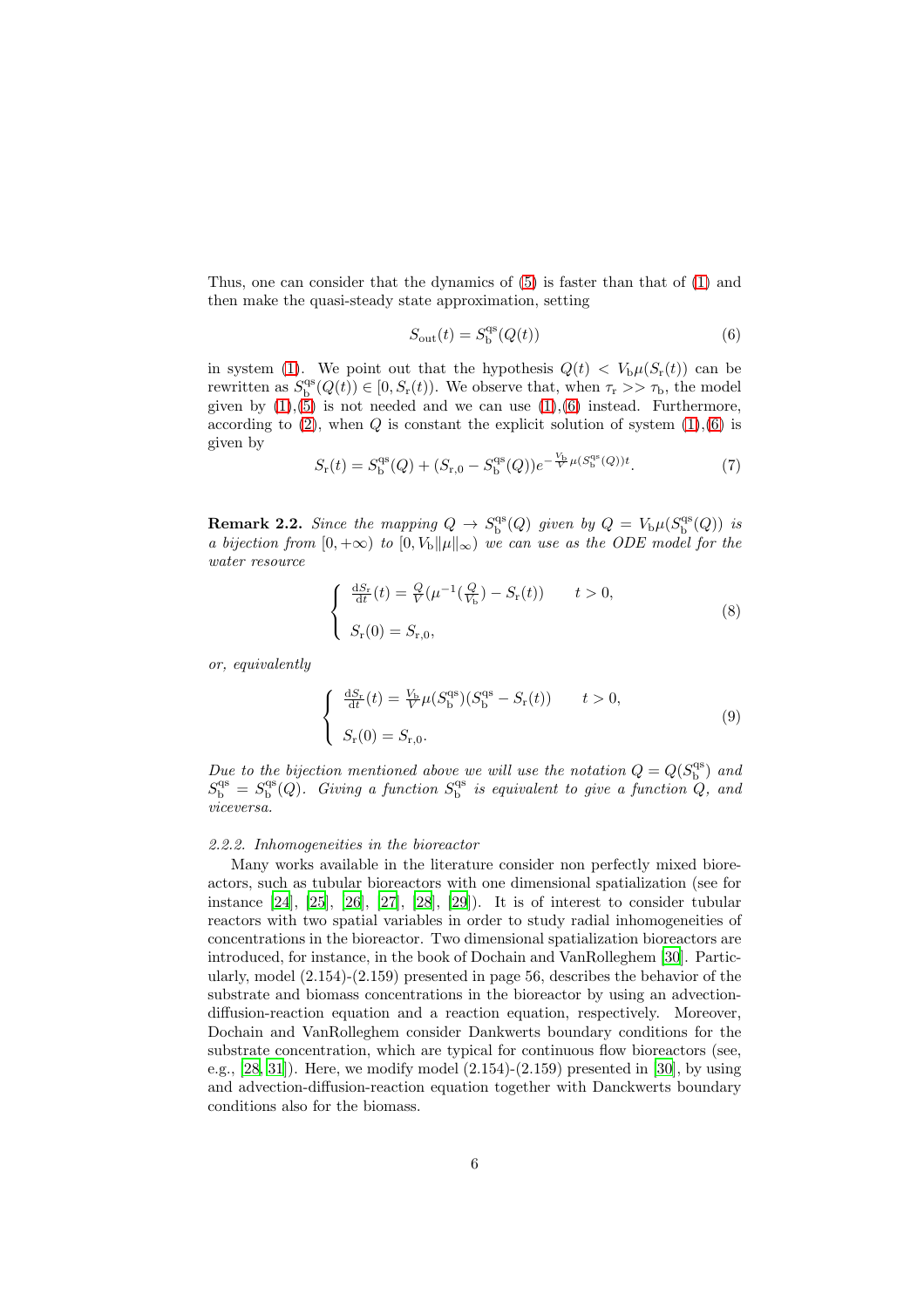Thus, one can consider that the dynamics of (5) is faster than that of (1) and then make the quasi-steady state approximation, setting

$$S_{\mathrm{out}}(t) = S_{\mathrm{b}}^{\mathrm{qs}}(Q(t)) \tag{6}$$

in system (1). We point out that the hypothesis $Q(t) < V_{\mathrm{b}}\mu(S_{\mathrm{r}}(t))$ can be rewritten as $S_{\mathrm{b}}^{\mathrm{qs}}(Q(t)) \in [0, S_{\mathrm{r}}(t))$. We observe that, when $\tau_{\mathrm{r}} >> \tau_{\mathrm{b}}$, the model given by (1),(5) is not needed and we can use (1),(6) instead. Furthermore, according to (2), when $Q$ is constant the explicit solution of system (1),(6) is given by

$$S_{\mathrm{r}}(t) = S_{\mathrm{b}}^{\mathrm{qs}}(Q) + (S_{\mathrm{r},0} - S_{\mathrm{b}}^{\mathrm{qs}}(Q))e^{-\frac{V_{\mathrm{b}}}{V}\mu(S_{\mathrm{b}}^{\mathrm{qs}}(Q))t}. \tag{7}$$

**Remark 2.2.** *Since the mapping* $Q \to S_{\mathrm{b}}^{\mathrm{qs}}(Q)$ *given by* $Q = V_{\mathrm{b}}\mu(S_{\mathrm{b}}^{\mathrm{qs}}(Q))$ *is a bijection from* $[0, +\infty)$ *to* $[0, V_{\mathrm{b}}\|\mu\|_\infty)$ *we can use as the ODE model for the water resource*

$$\begin{cases} \frac{\mathrm{d}S_{\mathrm{r}}}{\mathrm{d}t}(t) = \frac{Q}{V}(\mu^{-1}(\frac{Q}{V_{\mathrm{b}}}) - S_{\mathrm{r}}(t)) & t > 0, \\ S_{\mathrm{r}}(0) = S_{\mathrm{r},0}, \end{cases} \tag{8}$$

*or, equivalently*

$$\begin{cases} \frac{\mathrm{d}S_{\mathrm{r}}}{\mathrm{d}t}(t) = \frac{V_{\mathrm{b}}}{V}\mu(S_{\mathrm{b}}^{\mathrm{qs}})(S_{\mathrm{b}}^{\mathrm{qs}} - S_{\mathrm{r}}(t)) & t > 0, \\ S_{\mathrm{r}}(0) = S_{\mathrm{r},0}. \end{cases} \tag{9}$$

*Due to the bijection mentioned above we will use the notation* $Q = Q(S_{\mathrm{b}}^{\mathrm{qs}})$ *and* $S_{\mathrm{b}}^{\mathrm{qs}} = S_{\mathrm{b}}^{\mathrm{qs}}(Q)$*. Giving a function* $S_{\mathrm{b}}^{\mathrm{qs}}$ *is equivalent to give a function* $Q$*, and viceversa.*

#### 2.2.2. Inhomogeneities in the bioreactor

Many works available in the literature consider non perfectly mixed bioreactors, such as tubular bioreactors with one dimensional spatialization (see for instance [24], [25], [26], [27], [28], [29]). It is of interest to consider tubular reactors with two spatial variables in order to study radial inhomogeneities of concentrations in the bioreactor. Two dimensional spatialization bioreactors are introduced, for instance, in the book of Dochain and VanRolleghem [30]. Particularly, model (2.154)-(2.159) presented in page 56, describes the behavior of the substrate and biomass concentrations in the bioreactor by using an advection-diffusion-reaction equation and a reaction equation, respectively. Moreover, Dochain and VanRolleghem consider Dankwerts boundary conditions for the substrate concentration, which are typical for continuous flow bioreactors (see, e.g., [28, 31]). Here, we modify model (2.154)-(2.159) presented in [30], by using and advection-diffusion-reaction equation together with Danckwerts boundary conditions also for the biomass.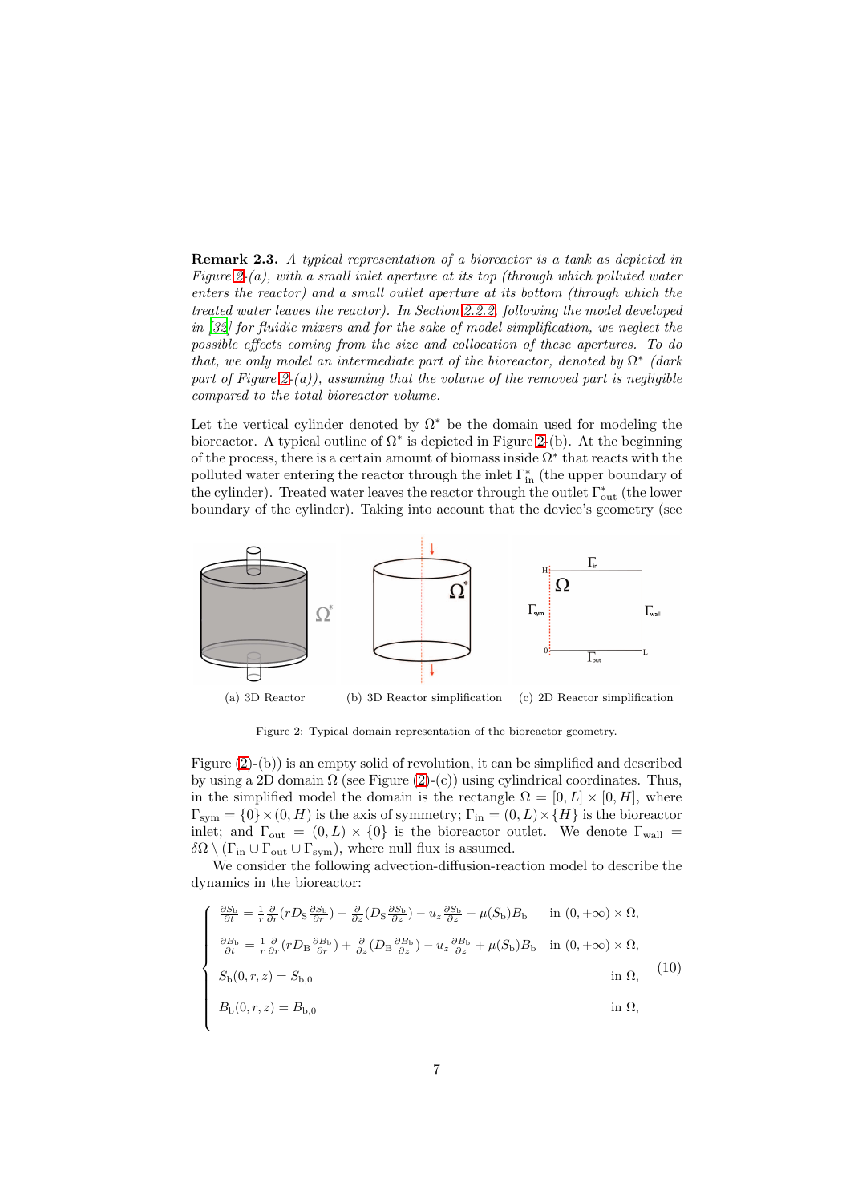**Remark 2.3.** *A typical representation of a bioreactor is a tank as depicted in Figure 2-(a), with a small inlet aperture at its top (through which polluted water enters the reactor) and a small outlet aperture at its bottom (through which the treated water leaves the reactor). In Section 2.2.2, following the model developed in [32] for fluidic mixers and for the sake of model simplification, we neglect the possible effects coming from the size and collocation of these apertures. To do that, we only model an intermediate part of the bioreactor, denoted by $\Omega^*$ (dark part of Figure 2-(a)), assuming that the volume of the removed part is negligible compared to the total bioreactor volume.*

Let the vertical cylinder denoted by $\Omega^*$ be the domain used for modeling the bioreactor. A typical outline of $\Omega^*$ is depicted in Figure 2-(b). At the beginning of the process, there is a certain amount of biomass inside $\Omega^*$ that reacts with the polluted water entering the reactor through the inlet $\Gamma^*_{\text{in}}$ (the upper boundary of the cylinder). Treated water leaves the reactor through the outlet $\Gamma^*_{\text{out}}$ (the lower boundary of the cylinder). Taking into account that the device's geometry (see

(a) 3D Reactor (b) 3D Reactor simplification (c) 2D Reactor simplification

Figure 2: Typical domain representation of the bioreactor geometry.

Figure (2)-(b)) is an empty solid of revolution, it can be simplified and described by using a 2D domain $\Omega$ (see Figure (2)-(c)) using cylindrical coordinates. Thus, in the simplified model the domain is the rectangle $\Omega = [0, L] \times [0, H]$, where $\Gamma_{\text{sym}} = \{0\} \times (0, H)$ is the axis of symmetry; $\Gamma_{\text{in}} = (0, L) \times \{H\}$ is the bioreactor inlet; and $\Gamma_{\text{out}} = (0, L) \times \{0\}$ is the bioreactor outlet. We denote $\Gamma_{\text{wall}} = \delta\Omega \setminus (\Gamma_{\text{in}} \cup \Gamma_{\text{out}} \cup \Gamma_{\text{sym}})$, where null flux is assumed.

We consider the following advection-diffusion-reaction model to describe the dynamics in the bioreactor:

$$
\begin{cases}
\frac{\partial S_{\text{b}}}{\partial t} = \frac{1}{r}\frac{\partial}{\partial r}(rD_{\text{S}}\frac{\partial S_{\text{b}}}{\partial r}) + \frac{\partial}{\partial z}(D_{\text{S}}\frac{\partial S_{\text{b}}}{\partial z}) - u_z\frac{\partial S_{\text{b}}}{\partial z} - \mu(S_{\text{b}})B_{\text{b}} & \text{in } (0, +\infty) \times \Omega, \\
\frac{\partial B_{\text{b}}}{\partial t} = \frac{1}{r}\frac{\partial}{\partial r}(rD_{\text{B}}\frac{\partial B_{\text{b}}}{\partial r}) + \frac{\partial}{\partial z}(D_{\text{B}}\frac{\partial B_{\text{b}}}{\partial z}) - u_z\frac{\partial B_{\text{b}}}{\partial z} + \mu(S_{\text{b}})B_{\text{b}} & \text{in } (0, +\infty) \times \Omega, \\
S_{\text{b}}(0, r, z) = S_{\text{b},0} & \text{in } \Omega, \\
B_{\text{b}}(0, r, z) = B_{\text{b},0} & \text{in } \Omega,
\end{cases}
\tag{10}
$$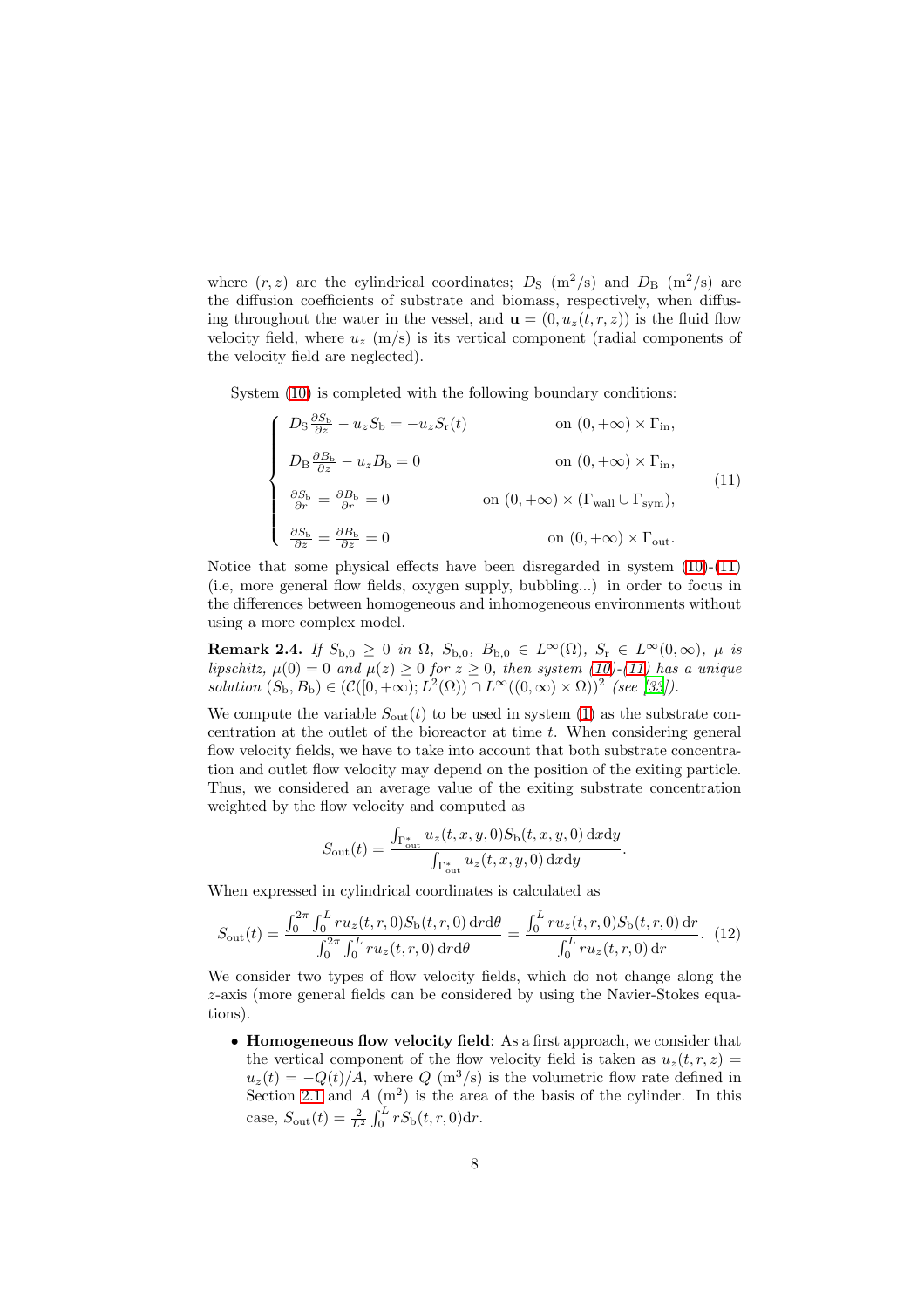where $(r, z)$ are the cylindrical coordinates; $D_{\mathrm{S}}$ ($\mathrm{m}^2$/s) and $D_{\mathrm{B}}$ ($\mathrm{m}^2$/s) are the diffusion coefficients of substrate and biomass, respectively, when diffusing throughout the water in the vessel, and $\mathbf{u} = (0, u_z(t, r, z))$ is the fluid flow velocity field, where $u_z$ (m/s) is its vertical component (radial components of the velocity field are neglected).

System (10) is completed with the following boundary conditions:

$$
\begin{cases}
D_{\mathrm{S}} \frac{\partial S_{\mathrm{b}}}{\partial z} - u_z S_{\mathrm{b}} = -u_z S_{\mathrm{r}}(t) & \text{on } (0, +\infty) \times \Gamma_{\mathrm{in}}, \\
D_{\mathrm{B}} \frac{\partial B_{\mathrm{b}}}{\partial z} - u_z B_{\mathrm{b}} = 0 & \text{on } (0, +\infty) \times \Gamma_{\mathrm{in}}, \\
\frac{\partial S_{\mathrm{b}}}{\partial r} = \frac{\partial B_{\mathrm{b}}}{\partial r} = 0 & \text{on } (0, +\infty) \times (\Gamma_{\mathrm{wall}} \cup \Gamma_{\mathrm{sym}}), \\
\frac{\partial S_{\mathrm{b}}}{\partial z} = \frac{\partial B_{\mathrm{b}}}{\partial z} = 0 & \text{on } (0, +\infty) \times \Gamma_{\mathrm{out}}.
\end{cases}
\tag{11}
$$

Notice that some physical effects have been disregarded in system (10)-(11) (i.e, more general flow fields, oxygen supply, bubbling...) in order to focus in the differences between homogeneous and inhomogeneous environments without using a more complex model.

**Remark 2.4.** *If $S_{\mathrm{b},0} \geq 0$ in $\Omega$, $S_{\mathrm{b},0}$, $B_{\mathrm{b},0} \in L^\infty(\Omega)$, $S_{\mathrm{r}} \in L^\infty(0, \infty)$, $\mu$ is lipschitz, $\mu(0) = 0$ and $\mu(z) \geq 0$ for $z \geq 0$, then system (10)-(11) has a unique solution $(S_{\mathrm{b}}, B_{\mathrm{b}}) \in (\mathcal{C}([0, +\infty); L^2(\Omega)) \cap L^\infty((0, \infty) \times \Omega))^2$ (see [33]).*

We compute the variable $S_{\mathrm{out}}(t)$ to be used in system (1) as the substrate concentration at the outlet of the bioreactor at time $t$. When considering general flow velocity fields, we have to take into account that both substrate concentration and outlet flow velocity may depend on the position of the exiting particle. Thus, we considered an average value of the exiting substrate concentration weighted by the flow velocity and computed as

$$
S_{\mathrm{out}}(t) = \frac{\int_{\Gamma_{\mathrm{out}}^*} u_z(t, x, y, 0) S_{\mathrm{b}}(t, x, y, 0)\, \mathrm{d}x\mathrm{d}y}{\int_{\Gamma_{\mathrm{out}}^*} u_z(t, x, y, 0)\, \mathrm{d}x\mathrm{d}y}.
$$

When expressed in cylindrical coordinates is calculated as

$$
S_{\mathrm{out}}(t) = \frac{\int_0^{2\pi} \int_0^L r u_z(t, r, 0) S_{\mathrm{b}}(t, r, 0)\, \mathrm{d}r\mathrm{d}\theta}{\int_0^{2\pi} \int_0^L r u_z(t, r, 0)\, \mathrm{d}r\mathrm{d}\theta} = \frac{\int_0^L r u_z(t, r, 0) S_{\mathrm{b}}(t, r, 0)\, \mathrm{d}r}{\int_0^L r u_z(t, r, 0)\, \mathrm{d}r}. \tag{12}
$$

We consider two types of flow velocity fields, which do not change along the $z$-axis (more general fields can be considered by using the Navier-Stokes equations).

- **Homogeneous flow velocity field**: As a first approach, we consider that the vertical component of the flow velocity field is taken as $u_z(t, r, z) = u_z(t) = -Q(t)/A$, where $Q$ ($\mathrm{m}^3$/s) is the volumetric flow rate defined in Section 2.1 and $A$ ($\mathrm{m}^2$) is the area of the basis of the cylinder. In this case, $S_{\mathrm{out}}(t) = \frac{2}{L^2} \int_0^L r S_{\mathrm{b}}(t, r, 0) \mathrm{d}r$.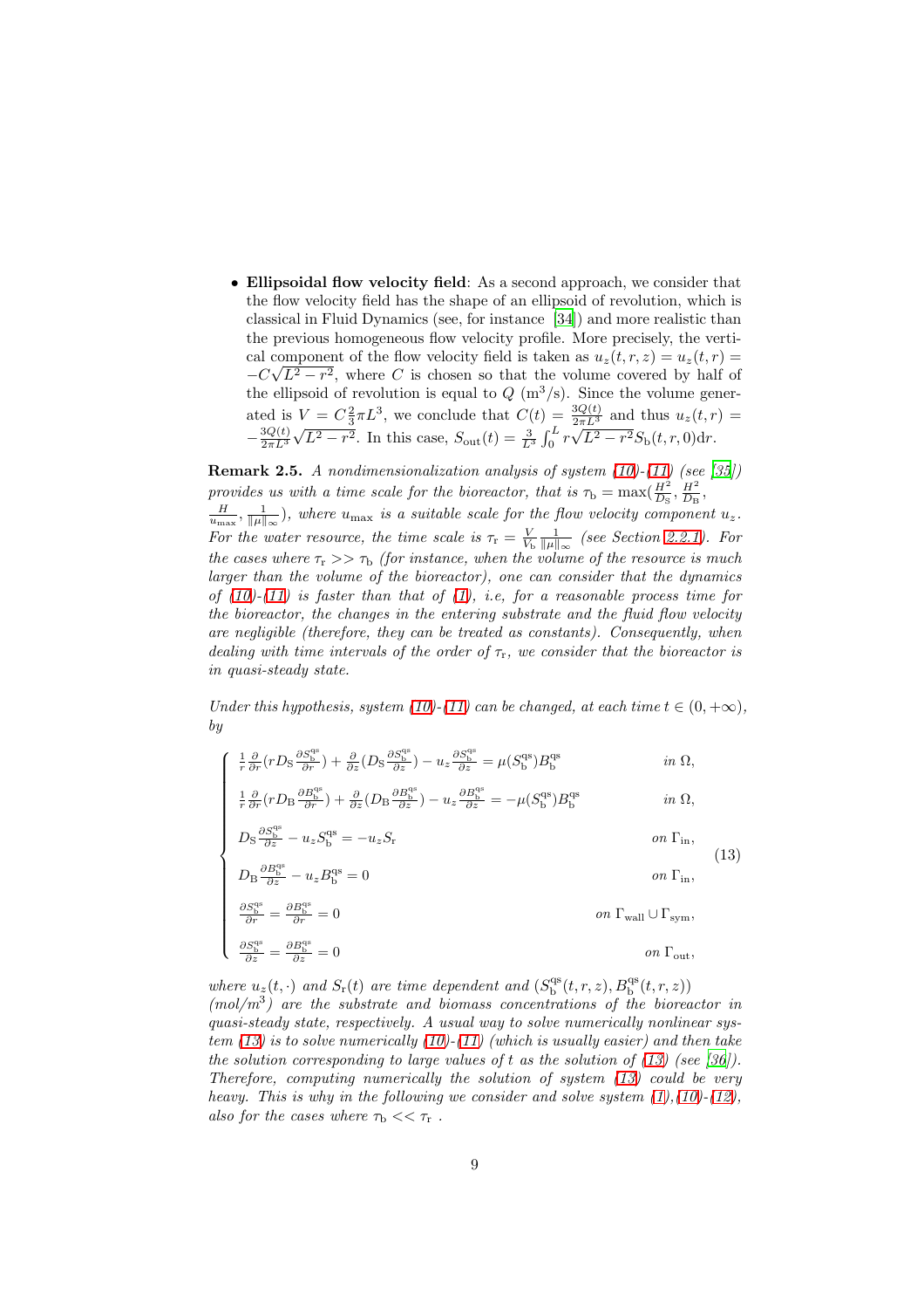- **Ellipsoidal flow velocity field**: As a second approach, we consider that the flow velocity field has the shape of an ellipsoid of revolution, which is classical in Fluid Dynamics (see, for instance [34]) and more realistic than the previous homogeneous flow velocity profile. More precisely, the vertical component of the flow velocity field is taken as $u_z(t,r,z) = u_z(t,r) = -C\sqrt{L^2 - r^2}$, where $C$ is chosen so that the volume covered by half of the ellipsoid of revolution is equal to $Q$ ($\mathrm{m}^3/\mathrm{s}$). Since the volume generated is $V = C\frac{2}{3}\pi L^3$, we conclude that $C(t) = \frac{3Q(t)}{2\pi L^3}$ and thus $u_z(t,r) = -\frac{3Q(t)}{2\pi L^3}\sqrt{L^2 - r^2}$. In this case, $S_{\mathrm{out}}(t) = \frac{3}{L^3}\int_0^L r\sqrt{L^2 - r^2} S_{\mathrm{b}}(t,r,0)\mathrm{d}r$.

**Remark 2.5.** *A nondimensionalization analysis of system (10)-(11) (see [35]) provides us with a time scale for the bioreactor, that is $\tau_{\mathrm{b}} = \max(\frac{H^2}{D_{\mathrm{S}}}, \frac{H^2}{D_{\mathrm{B}}}, \frac{H}{u_{\max}}, \frac{1}{\|\mu\|_\infty})$, where $u_{\max}$ is a suitable scale for the flow velocity component $u_z$. For the water resource, the time scale is $\tau_{\mathrm{r}} = \frac{V}{V_{\mathrm{b}}}\frac{1}{\|\mu\|_\infty}$ (see Section 2.2.1). For the cases where $\tau_{\mathrm{r}} >> \tau_{\mathrm{b}}$ (for instance, when the volume of the resource is much larger than the volume of the bioreactor), one can consider that the dynamics of (10)-(11) is faster than that of (1), i.e, for a reasonable process time for the bioreactor, the changes in the entering substrate and the fluid flow velocity are negligible (therefore, they can be treated as constants). Consequently, when dealing with time intervals of the order of $\tau_{\mathrm{r}}$, we consider that the bioreactor is in quasi-steady state.*

*Under this hypothesis, system (10)-(11) can be changed, at each time $t \in (0,+\infty)$, by*

$$
\begin{cases}
\frac{1}{r}\frac{\partial}{\partial r}(rD_{\mathrm{S}}\frac{\partial S_{\mathrm{b}}^{\mathrm{qs}}}{\partial r}) + \frac{\partial}{\partial z}(D_{\mathrm{S}}\frac{\partial S_{\mathrm{b}}^{\mathrm{qs}}}{\partial z}) - u_z\frac{\partial S_{\mathrm{b}}^{\mathrm{qs}}}{\partial z} = \mu(S_{\mathrm{b}}^{\mathrm{qs}})B_{\mathrm{b}}^{\mathrm{qs}} & \text{in } \Omega, \\
\frac{1}{r}\frac{\partial}{\partial r}(rD_{\mathrm{B}}\frac{\partial B_{\mathrm{b}}^{\mathrm{qs}}}{\partial r}) + \frac{\partial}{\partial z}(D_{\mathrm{B}}\frac{\partial B_{\mathrm{b}}^{\mathrm{qs}}}{\partial z}) - u_z\frac{\partial B_{\mathrm{b}}^{\mathrm{qs}}}{\partial z} = -\mu(S_{\mathrm{b}}^{\mathrm{qs}})B_{\mathrm{b}}^{\mathrm{qs}} & \text{in } \Omega, \\
D_{\mathrm{S}}\frac{\partial S_{\mathrm{b}}^{\mathrm{qs}}}{\partial z} - u_z S_{\mathrm{b}}^{\mathrm{qs}} = -u_z S_{\mathrm{r}} & \text{on } \Gamma_{\mathrm{in}}, \\
D_{\mathrm{B}}\frac{\partial B_{\mathrm{b}}^{\mathrm{qs}}}{\partial z} - u_z B_{\mathrm{b}}^{\mathrm{qs}} = 0 & \text{on } \Gamma_{\mathrm{in}}, \\
\frac{\partial S_{\mathrm{b}}^{\mathrm{qs}}}{\partial r} = \frac{\partial B_{\mathrm{b}}^{\mathrm{qs}}}{\partial r} = 0 & \text{on } \Gamma_{\mathrm{wall}} \cup \Gamma_{\mathrm{sym}}, \\
\frac{\partial S_{\mathrm{b}}^{\mathrm{qs}}}{\partial z} = \frac{\partial B_{\mathrm{b}}^{\mathrm{qs}}}{\partial z} = 0 & \text{on } \Gamma_{\mathrm{out}},
\end{cases}
\tag{13}
$$

*where $u_z(t,\cdot)$ and $S_{\mathrm{r}}(t)$ are time dependent and $(S_{\mathrm{b}}^{\mathrm{qs}}(t,r,z), B_{\mathrm{b}}^{\mathrm{qs}}(t,r,z))$ ($\mathrm{mol}/\mathrm{m}^3$) are the substrate and biomass concentrations of the bioreactor in quasi-steady state, respectively. A usual way to solve numerically nonlinear system (13) is to solve numerically (10)-(11) (which is usually easier) and then take the solution corresponding to large values of $t$ as the solution of (13) (see [36]). Therefore, computing numerically the solution of system (13) could be very heavy. This is why in the following we consider and solve system (1),(10)-(12), also for the cases where $\tau_{\mathrm{b}} << \tau_{\mathrm{r}}$ .*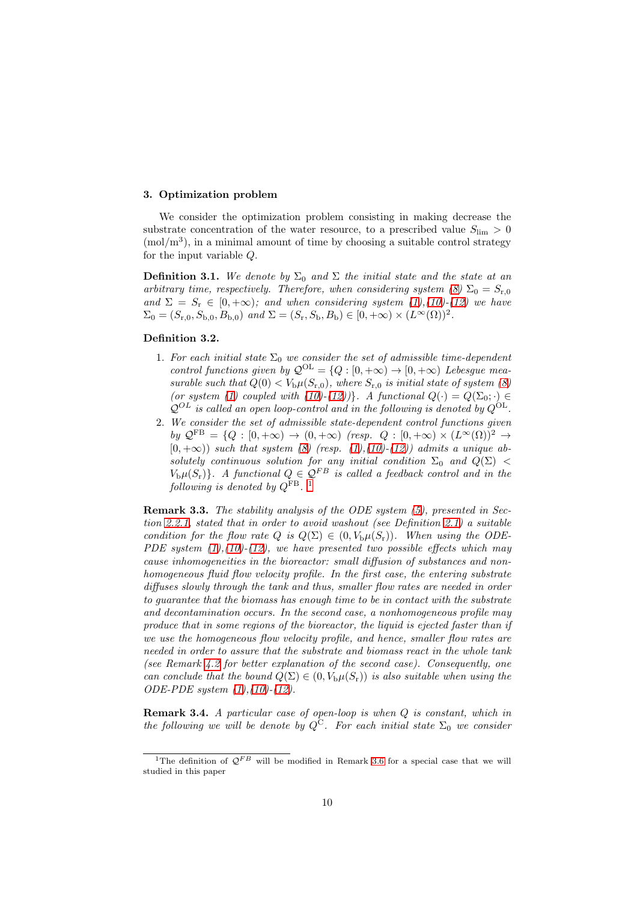## 3. Optimization problem

We consider the optimization problem consisting in making decrease the substrate concentration of the water resource, to a prescribed value $S_{\mathrm{lim}} > 0$ (mol/m$^3$), in a minimal amount of time by choosing a suitable control strategy for the input variable $Q$.

**Definition 3.1.** *We denote by $\Sigma_0$ and $\Sigma$ the initial state and the state at an arbitrary time, respectively. Therefore, when considering system (8) $\Sigma_0 = S_{\mathrm{r},0}$ and $\Sigma = S_{\mathrm{r}} \in [0, +\infty)$; and when considering system (1),(10)-(12) we have $\Sigma_0 = (S_{\mathrm{r},0}, S_{\mathrm{b},0}, B_{\mathrm{b},0})$ and $\Sigma = (S_{\mathrm{r}}, S_{\mathrm{b}}, B_{\mathrm{b}}) \in [0, +\infty) \times (L^\infty(\Omega))^2$.*

**Definition 3.2.**

1. *For each initial state $\Sigma_0$ we consider the set of admissible time-dependent control functions given by $\mathcal{Q}^{\mathrm{OL}} = \{Q : [0, +\infty) \to [0, +\infty)$ Lebesgue measurable such that $Q(0) < V_{\mathrm{b}}\mu(S_{\mathrm{r},0})$, where $S_{\mathrm{r},0}$ is initial state of system (8) (or system (1) coupled with (10)-(12))$\}$. A functional $Q(\cdot) = Q(\Sigma_0; \cdot) \in \mathcal{Q}^{OL}$ is called an open loop-control and in the following is denoted by $Q^{\mathrm{OL}}$.*
2. *We consider the set of admissible state-dependent control functions given by $\mathcal{Q}^{\mathrm{FB}} = \{Q : [0, +\infty) \to (0, +\infty)$ (resp. $Q : [0, +\infty) \times (L^\infty(\Omega))^2 \to [0, +\infty)$) such that system (8) (resp. (1),(10)-(12)) admits a unique absolutely continuous solution for any initial condition $\Sigma_0$ and $Q(\Sigma) < V_{\mathrm{b}}\mu(S_{\mathrm{r}})\}$. A functional $Q \in \mathcal{Q}^{FB}$ is called a feedback control and in the following is denoted by $Q^{\mathrm{FB}}$.* [1]

**Remark 3.3.** *The stability analysis of the ODE system (5), presented in Section 2.2.1, stated that in order to avoid washout (see Definition 2.1) a suitable condition for the flow rate $Q$ is $Q(\Sigma) \in (0, V_{\mathrm{b}}\mu(S_{\mathrm{r}}))$. When using the ODE-PDE system (1),(10)-(12), we have presented two possible effects which may cause inhomogeneities in the bioreactor: small diffusion of substances and nonhomogeneous fluid flow velocity profile. In the first case, the entering substrate diffuses slowly through the tank and thus, smaller flow rates are needed in order to guarantee that the biomass has enough time to be in contact with the substrate and decontamination occurs. In the second case, a nonhomogeneous profile may produce that in some regions of the bioreactor, the liquid is ejected faster than if we use the homogeneous flow velocity profile, and hence, smaller flow rates are needed in order to assure that the substrate and biomass react in the whole tank (see Remark 4.2 for better explanation of the second case). Consequently, one can conclude that the bound $Q(\Sigma) \in (0, V_{\mathrm{b}}\mu(S_{\mathrm{r}}))$ is also suitable when using the ODE-PDE system (1),(10)-(12).*

**Remark 3.4.** *A particular case of open-loop is when $Q$ is constant, which in the following we will be denote by $Q^{\mathrm{C}}$. For each initial state $\Sigma_0$ we consider*

---

[1] The definition of $\mathcal{Q}^{FB}$ will be modified in Remark 3.6 for a special case that we will studied in this paper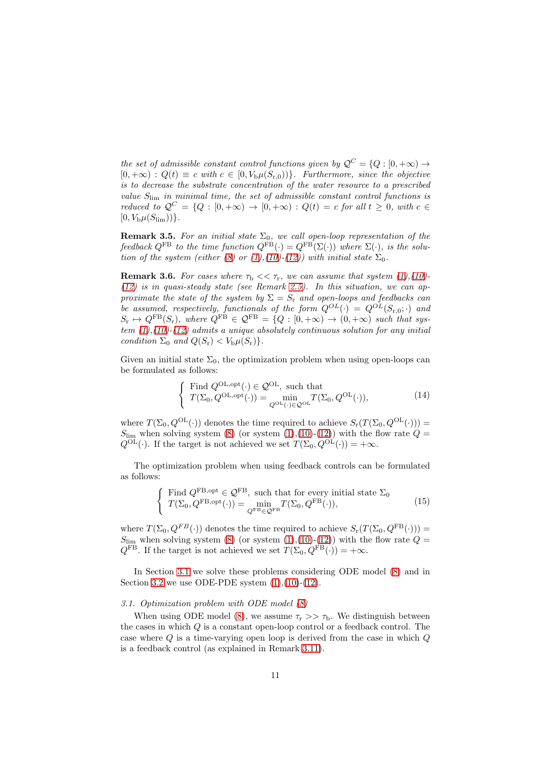*the set of admissible constant control functions given by* $\mathcal{Q}^C = \{Q : [0, +\infty) \to [0, +\infty) : Q(t) \equiv c$ *with* $c \in [0, V_{\rm b}\mu(S_{{\rm r},0}))\}$*. Furthermore, since the objective is to decrease the substrate concentration of the water resource to a prescribed value* $S_{\lim}$ *in minimal time, the set of admissible constant control functions is reduced to* $\mathcal{Q}^C = \{Q : [0, +\infty) \to [0, +\infty) : Q(t) = c$ *for all* $t \geq 0$*, with* $c \in [0, V_{\rm b}\mu(S_{\lim}))\}$*.*

**Remark 3.5.** *For an initial state* $\Sigma_0$*, we call open-loop representation of the feedback* $Q^{\rm FB}$ *to the time function* $Q^{\rm FB}(\cdot) = Q^{\rm FB}(\Sigma(\cdot))$ *where* $\Sigma(\cdot)$*, is the solution of the system (either (8) or (1),(10)-(12)) with initial state* $\Sigma_0$*.*

**Remark 3.6.** *For cases where* $\tau_{\rm b} << \tau_{\rm r}$*, we can assume that system (1),(10)-(12) is in quasi-steady state (see Remark 2.5). In this situation, we can approximate the state of the system by* $\Sigma = S_{\rm r}$ *and open-loops and feedbacks can be assumed, respectively, functionals of the form* $Q^{OL}(\cdot) = Q^{OL}(S_{{\rm r},0};\cdot)$ *and* $S_{\rm r} \mapsto Q^{\rm FB}(S_{\rm r})$*, where* $Q^{\rm FB} \in \mathcal{Q}^{\rm FB} = \{Q : [0, +\infty) \to (0, +\infty)$ *such that system (1),(10)-(12) admits a unique absolutely continuous solution for any initial condition* $\Sigma_0$ *and* $Q(S_{\rm r}) < V_{\rm b}\mu(S_{\rm r})\}$*.*

Given an initial state $\Sigma_0$, the optimization problem when using open-loops can be formulated as follows:

$$\left\{ \begin{array}{l} \text{Find } Q^{\rm OL,opt}(\cdot) \in \mathcal{Q}^{\rm OL}, \text{ such that} \\ T(\Sigma_0, Q^{\rm OL,opt}(\cdot)) = \displaystyle\min_{Q^{\rm OL}(\cdot) \in \mathcal{Q}^{\rm OL}} T(\Sigma_0, Q^{\rm OL}(\cdot)), \end{array} \right. \tag{14}$$

where $T(\Sigma_0, Q^{\rm OL}(\cdot))$ denotes the time required to achieve $S_{\rm r}(T(\Sigma_0, Q^{\rm OL}(\cdot))) = S_{\lim}$ when solving system (8) (or system (1),(10)-(12)) with the flow rate $Q = Q^{\rm OL}(\cdot)$. If the target is not achieved we set $T(\Sigma_0, Q^{\rm OL}(\cdot)) = +\infty$.

The optimization problem when using feedback controls can be formulated as follows:

$$\left\{ \begin{array}{l} \text{Find } Q^{\rm FB,opt} \in \mathcal{Q}^{\rm FB}, \text{ such that for every initial state } \Sigma_0 \\ T(\Sigma_0, Q^{\rm FB,opt}(\cdot)) = \displaystyle\min_{Q^{\rm FB} \in \mathcal{Q}^{\rm FB}} T(\Sigma_0, Q^{\rm FB}(\cdot)), \end{array} \right. \tag{15}$$

where $T(\Sigma_0, Q^{FB}(\cdot))$ denotes the time required to achieve $S_{\rm r}(T(\Sigma_0, Q^{\rm FB}(\cdot))) = S_{\lim}$ when solving system (8) (or system (1),(10)-(12)) with the flow rate $Q = Q^{\rm FB}$. If the target is not achieved we set $T(\Sigma_0, Q^{\rm FB}(\cdot)) = +\infty$.

In Section 3.1 we solve these problems considering ODE model (8) and in Section 3.2 we use ODE-PDE system (1),(10)-(12).

### *3.1. Optimization problem with ODE model (8)*

When using ODE model (8), we assume $\tau_{\rm r} >> \tau_{\rm b}$. We distinguish between the cases in which $Q$ is a constant open-loop control or a feedback control. The case where $Q$ is a time-varying open loop is derived from the case in which $Q$ is a feedback control (as explained in Remark 3.11).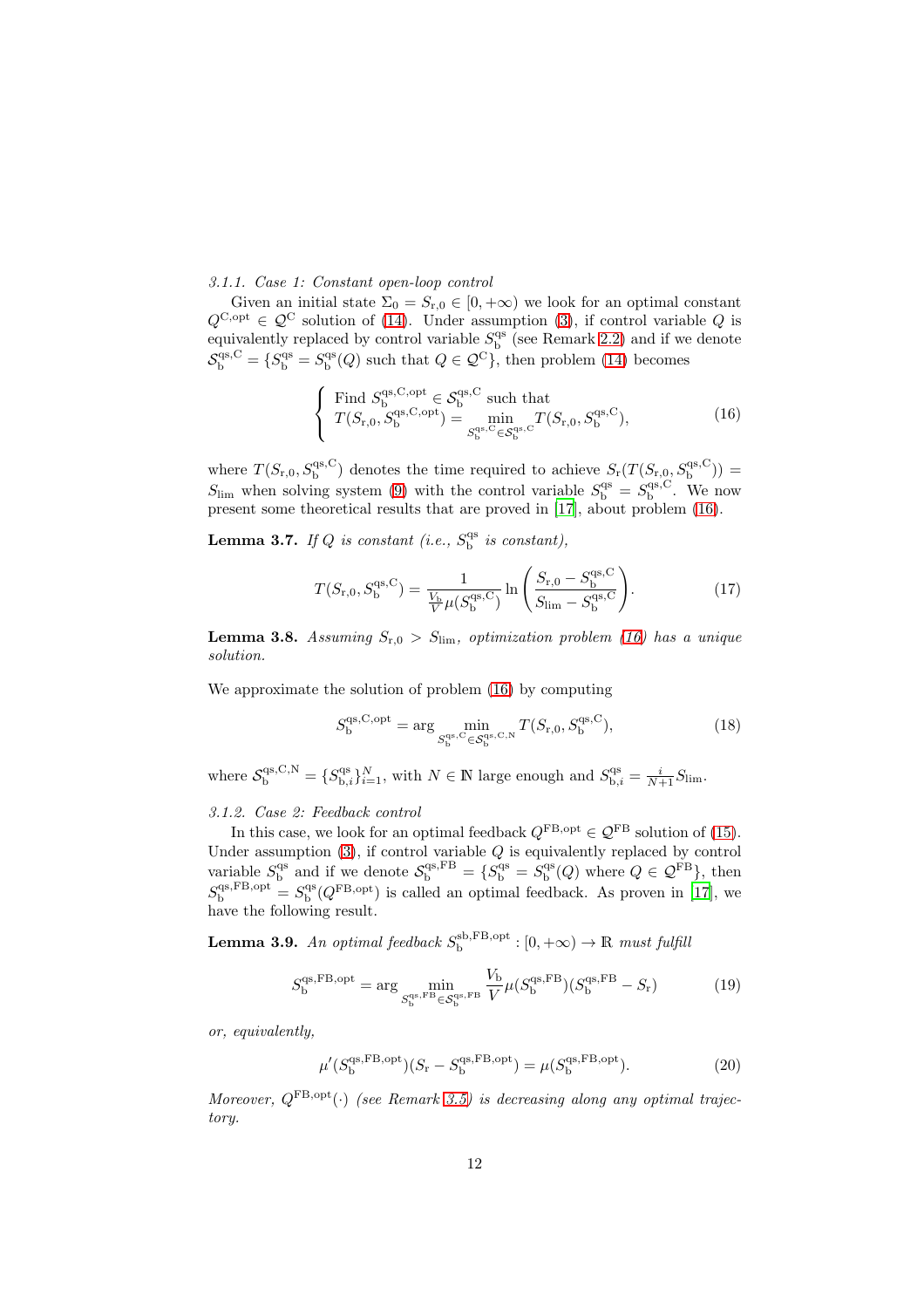#### 3.1.1. Case 1: Constant open-loop control

Given an initial state $\Sigma_0 = S_{\mathrm{r},0} \in [0, +\infty)$ we look for an optimal constant $Q^{\mathrm{C,opt}} \in \mathcal{Q}^{\mathrm{C}}$ solution of (14). Under assumption (3), if control variable $Q$ is equivalently replaced by control variable $S_{\mathrm{b}}^{\mathrm{qs}}$ (see Remark 2.2) and if we denote $\mathcal{S}_{\mathrm{b}}^{\mathrm{qs,C}} = \{S_{\mathrm{b}}^{\mathrm{qs}} = S_{\mathrm{b}}^{\mathrm{qs}}(Q) \text{ such that } Q \in \mathcal{Q}^{\mathrm{C}}\}$, then problem (14) becomes

$$
\left\{
\begin{array}{l}
\text{Find } S_{\mathrm{b}}^{\mathrm{qs,C,opt}} \in \mathcal{S}_{\mathrm{b}}^{\mathrm{qs,C}} \text{ such that} \\
T(S_{\mathrm{r},0}, S_{\mathrm{b}}^{\mathrm{qs,C,opt}}) = \displaystyle\min_{S_{\mathrm{b}}^{\mathrm{qs,C}} \in \mathcal{S}_{\mathrm{b}}^{\mathrm{qs,C}}} T(S_{\mathrm{r},0}, S_{\mathrm{b}}^{\mathrm{qs,C}}),
\end{array}
\right.
\tag{16}
$$

where $T(S_{\mathrm{r},0}, S_{\mathrm{b}}^{\mathrm{qs,C}})$ denotes the time required to achieve $S_{\mathrm{r}}(T(S_{\mathrm{r},0}, S_{\mathrm{b}}^{\mathrm{qs,C}})) = S_{\mathrm{lim}}$ when solving system (9) with the control variable $S_{\mathrm{b}}^{\mathrm{qs}} = S_{\mathrm{b}}^{\mathrm{qs,C}}$. We now present some theoretical results that are proved in [17], about problem (16).

**Lemma 3.7.** *If $Q$ is constant (i.e., $S_{\mathrm{b}}^{\mathrm{qs}}$ is constant),*

$$
T(S_{\mathrm{r},0}, S_{\mathrm{b}}^{\mathrm{qs,C}}) = \frac{1}{\frac{V_{\mathrm{b}}}{V}\mu(S_{\mathrm{b}}^{\mathrm{qs,C}})} \ln\left(\frac{S_{\mathrm{r},0} - S_{\mathrm{b}}^{\mathrm{qs,C}}}{S_{\mathrm{lim}} - S_{\mathrm{b}}^{\mathrm{qs,C}}}\right).
\tag{17}
$$

**Lemma 3.8.** *Assuming $S_{\mathrm{r},0} > S_{\mathrm{lim}}$, optimization problem (16) has a unique solution.*

We approximate the solution of problem (16) by computing

$$
S_{\mathrm{b}}^{\mathrm{qs,C,opt}} = \arg\min_{S_{\mathrm{b}}^{\mathrm{qs,C}} \in \mathcal{S}_{\mathrm{b}}^{\mathrm{qs,C,N}}} T(S_{\mathrm{r},0}, S_{\mathrm{b}}^{\mathrm{qs,C}}),
\tag{18}
$$

where $\mathcal{S}_{\mathrm{b}}^{\mathrm{qs,C,N}} = \{S_{\mathrm{b},i}^{\mathrm{qs}}\}_{i=1}^{N}$, with $N \in \mathbb{N}$ large enough and $S_{\mathrm{b},i}^{\mathrm{qs}} = \frac{i}{N+1} S_{\mathrm{lim}}$.

#### 3.1.2. Case 2: Feedback control

In this case, we look for an optimal feedback $Q^{\mathrm{FB,opt}} \in \mathcal{Q}^{\mathrm{FB}}$ solution of (15). Under assumption (3), if control variable $Q$ is equivalently replaced by control variable $S_{\mathrm{b}}^{\mathrm{qs}}$ and if we denote $\mathcal{S}_{\mathrm{b}}^{\mathrm{qs,FB}} = \{S_{\mathrm{b}}^{\mathrm{qs}} = S_{\mathrm{b}}^{\mathrm{qs}}(Q) \text{ where } Q \in \mathcal{Q}^{\mathrm{FB}}\}$, then $S_{\mathrm{b}}^{\mathrm{qs,FB,opt}} = S_{\mathrm{b}}^{\mathrm{qs}}(Q^{\mathrm{FB,opt}})$ is called an optimal feedback. As proven in [17], we have the following result.

**Lemma 3.9.** *An optimal feedback $S_{\mathrm{b}}^{\mathrm{sb,FB,opt}} : [0, +\infty) \to \mathbb{R}$ must fulfill*

$$
S_{\mathrm{b}}^{\mathrm{qs,FB,opt}} = \arg\min_{S_{\mathrm{b}}^{\mathrm{qs,FB}} \in \mathcal{S}_{\mathrm{b}}^{\mathrm{qs,FB}}} \frac{V_{\mathrm{b}}}{V}\mu(S_{\mathrm{b}}^{\mathrm{qs,FB}})(S_{\mathrm{b}}^{\mathrm{qs,FB}} - S_{\mathrm{r}})
\tag{19}
$$

*or, equivalently,*

$$
\mu'(S_{\mathrm{b}}^{\mathrm{qs,FB,opt}})(S_{\mathrm{r}} - S_{\mathrm{b}}^{\mathrm{qs,FB,opt}}) = \mu(S_{\mathrm{b}}^{\mathrm{qs,FB,opt}}).
\tag{20}
$$

*Moreover, $Q^{\mathrm{FB,opt}}(\cdot)$ (see Remark 3.5) is decreasing along any optimal trajectory.*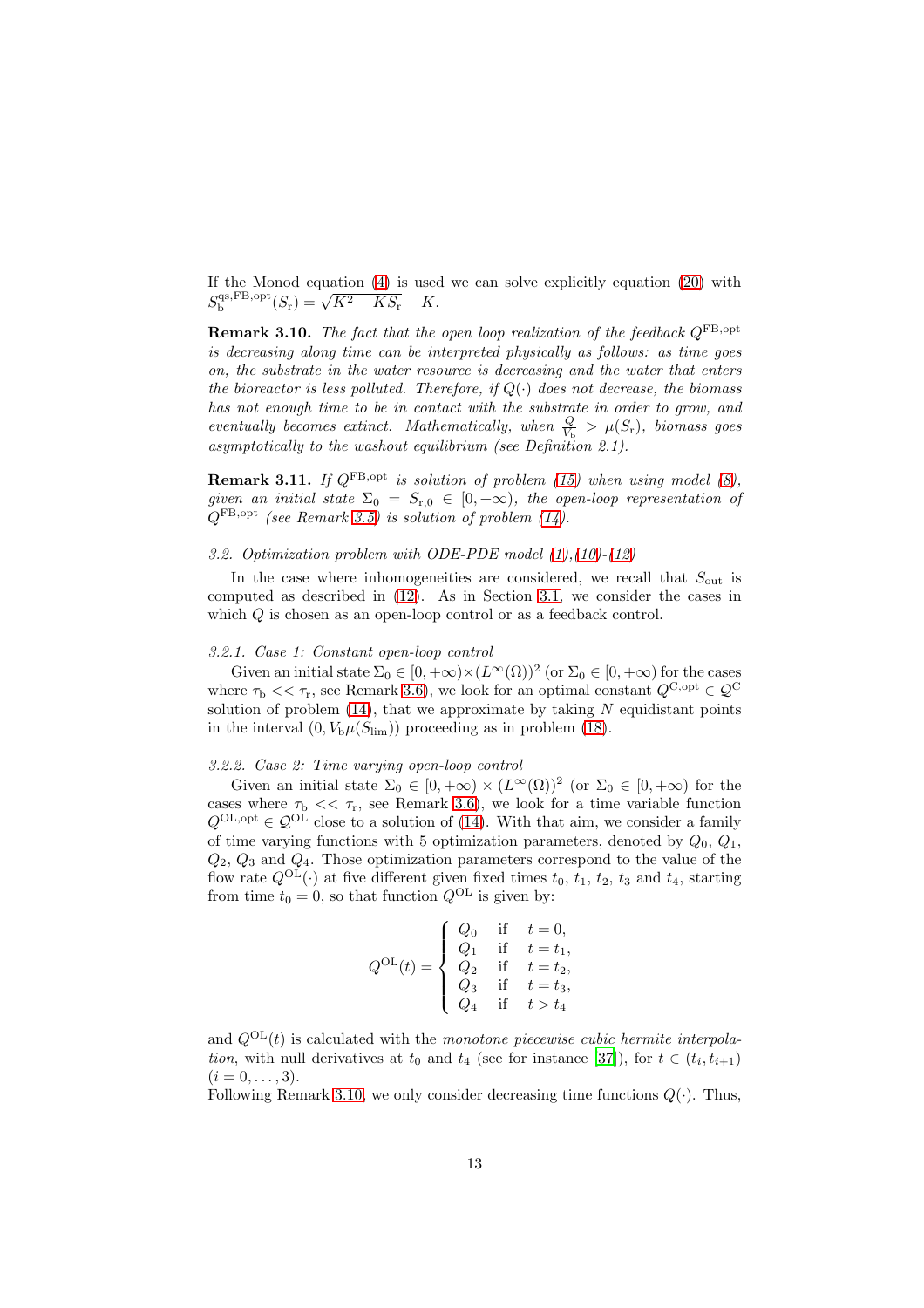If the Monod equation (4) is used we can solve explicitly equation (20) with $S_{\mathrm{b}}^{\mathrm{qs,FB,opt}}(S_{\mathrm{r}}) = \sqrt{K^2 + KS_{\mathrm{r}}} - K$.

**Remark 3.10.** *The fact that the open loop realization of the feedback $Q^{\mathrm{FB,opt}}$ is decreasing along time can be interpreted physically as follows: as time goes on, the substrate in the water resource is decreasing and the water that enters the bioreactor is less polluted. Therefore, if $Q(\cdot)$ does not decrease, the biomass has not enough time to be in contact with the substrate in order to grow, and eventually becomes extinct. Mathematically, when $\frac{Q}{V_{\mathrm{b}}} > \mu(S_{\mathrm{r}})$, biomass goes asymptotically to the washout equilibrium (see Definition 2.1).*

**Remark 3.11.** *If $Q^{\mathrm{FB,opt}}$ is solution of problem (15) when using model (8), given an initial state $\Sigma_0 = S_{\mathrm{r},0} \in [0, +\infty)$, the open-loop representation of $Q^{\mathrm{FB,opt}}$ (see Remark 3.5) is solution of problem (14).*

### 3.2. Optimization problem with ODE-PDE model (1),(10)-(12)

In the case where inhomogeneities are considered, we recall that $S_{\mathrm{out}}$ is computed as described in (12). As in Section 3.1, we consider the cases in which $Q$ is chosen as an open-loop control or as a feedback control.

#### 3.2.1. Case 1: Constant open-loop control

Given an initial state $\Sigma_0 \in [0, +\infty) \times (L^\infty(\Omega))^2$ (or $\Sigma_0 \in [0, +\infty)$ for the cases where $\tau_{\mathrm{b}} << \tau_{\mathrm{r}}$, see Remark 3.6), we look for an optimal constant $Q^{\mathrm{C,opt}} \in \mathcal{Q}^{\mathrm{C}}$ solution of problem (14), that we approximate by taking $N$ equidistant points in the interval $(0, V_{\mathrm{b}}\mu(S_{\mathrm{lim}}))$ proceeding as in problem (18).

#### 3.2.2. Case 2: Time varying open-loop control

Given an initial state $\Sigma_0 \in [0, +\infty) \times (L^\infty(\Omega))^2$ (or $\Sigma_0 \in [0, +\infty)$ for the cases where $\tau_{\mathrm{b}} << \tau_{\mathrm{r}}$, see Remark 3.6), we look for a time variable function $Q^{\mathrm{OL,opt}} \in \mathcal{Q}^{\mathrm{OL}}$ close to a solution of (14). With that aim, we consider a family of time varying functions with 5 optimization parameters, denoted by $Q_0$, $Q_1$, $Q_2$, $Q_3$ and $Q_4$. Those optimization parameters correspond to the value of the flow rate $Q^{\mathrm{OL}}(\cdot)$ at five different given fixed times $t_0$, $t_1$, $t_2$, $t_3$ and $t_4$, starting from time $t_0 = 0$, so that function $Q^{\mathrm{OL}}$ is given by:

$$
Q^{\mathrm{OL}}(t) = \begin{cases} Q_0 & \text{if} \quad t = 0, \\ Q_1 & \text{if} \quad t = t_1, \\ Q_2 & \text{if} \quad t = t_2, \\ Q_3 & \text{if} \quad t = t_3, \\ Q_4 & \text{if} \quad t > t_4 \end{cases}
$$

and $Q^{\mathrm{OL}}(t)$ is calculated with the *monotone piecewise cubic hermite interpolation*, with null derivatives at $t_0$ and $t_4$ (see for instance [37]), for $t \in (t_i, t_{i+1})$ $(i = 0, \ldots, 3)$.

Following Remark 3.10, we only consider decreasing time functions $Q(\cdot)$. Thus,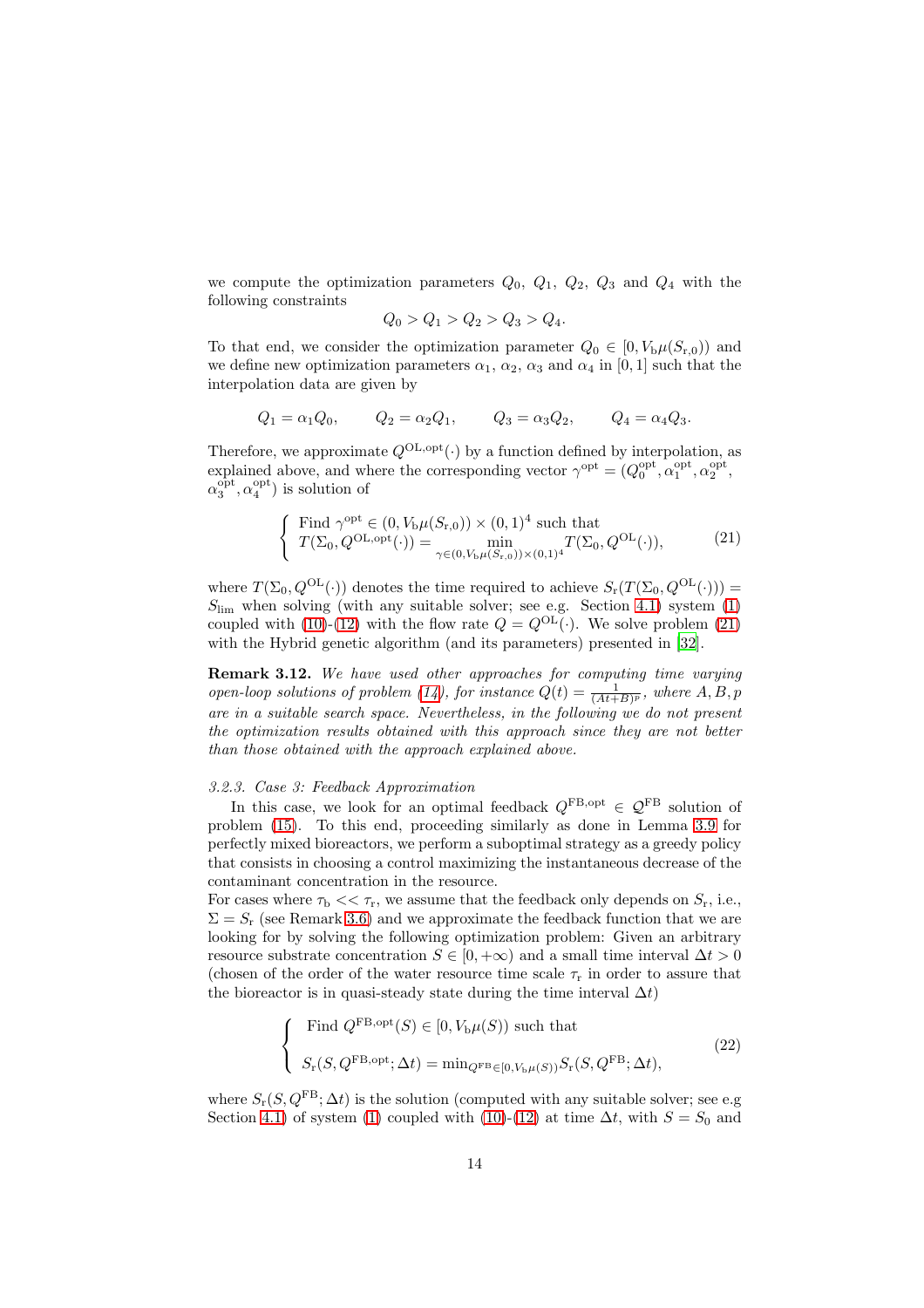we compute the optimization parameters $Q_0$, $Q_1$, $Q_2$, $Q_3$ and $Q_4$ with the following constraints

$$Q_0 > Q_1 > Q_2 > Q_3 > Q_4.$$

To that end, we consider the optimization parameter $Q_0 \in [0, V_{\rm b}\mu(S_{\rm r,0}))$ and we define new optimization parameters $\alpha_1$, $\alpha_2$, $\alpha_3$ and $\alpha_4$ in $[0,1]$ such that the interpolation data are given by

$$Q_1 = \alpha_1 Q_0, \qquad Q_2 = \alpha_2 Q_1, \qquad Q_3 = \alpha_3 Q_2, \qquad Q_4 = \alpha_4 Q_3.$$

Therefore, we approximate $Q^{\rm OL,opt}(\cdot)$ by a function defined by interpolation, as explained above, and where the corresponding vector $\gamma^{\rm opt} = (Q_0^{\rm opt}, \alpha_1^{\rm opt}, \alpha_2^{\rm opt}, \alpha_3^{\rm opt}, \alpha_4^{\rm opt})$ is solution of

$$\left\{ \begin{array}{l} \text{Find } \gamma^{\rm opt} \in (0, V_{\rm b}\mu(S_{\rm r,0})) \times (0,1)^4 \text{ such that} \\ T(\Sigma_0, Q^{\rm OL,opt}(\cdot)) = \min\limits_{\gamma \in (0, V_{\rm b}\mu(S_{\rm r,0}))\times(0,1)^4} T(\Sigma_0, Q^{\rm OL}(\cdot)), \end{array} \right. \tag{21}$$

where $T(\Sigma_0, Q^{\rm OL}(\cdot))$ denotes the time required to achieve $S_{\rm r}(T(\Sigma_0, Q^{\rm OL}(\cdot))) = S_{\rm lim}$ when solving (with any suitable solver; see e.g. Section 4.1) system (1) coupled with (10)-(12) with the flow rate $Q = Q^{\rm OL}(\cdot)$. We solve problem (21) with the Hybrid genetic algorithm (and its parameters) presented in [32].

**Remark 3.12.** *We have used other approaches for computing time varying open-loop solutions of problem (14), for instance* $Q(t) = \frac{1}{(At+B)^p}$*, where* $A, B, p$ *are in a suitable search space. Nevertheless, in the following we do not present the optimization results obtained with this approach since they are not better than those obtained with the approach explained above.*

#### 3.2.3. Case 3: Feedback Approximation

In this case, we look for an optimal feedback $Q^{\rm FB,opt} \in \mathcal{Q}^{\rm FB}$ solution of problem (15). To this end, proceeding similarly as done in Lemma 3.9 for perfectly mixed bioreactors, we perform a suboptimal strategy as a greedy policy that consists in choosing a control maximizing the instantaneous decrease of the contaminant concentration in the resource.

For cases where $\tau_{\rm b} << \tau_{\rm r}$, we assume that the feedback only depends on $S_{\rm r}$, i.e., $\Sigma = S_{\rm r}$ (see Remark 3.6) and we approximate the feedback function that we are looking for by solving the following optimization problem: Given an arbitrary resource substrate concentration $S \in [0, +\infty)$ and a small time interval $\Delta t > 0$ (chosen of the order of the water resource time scale $\tau_{\rm r}$ in order to assure that the bioreactor is in quasi-steady state during the time interval $\Delta t$)

$$\left\{ \begin{array}{l} \text{Find } Q^{\rm FB,opt}(S) \in [0, V_{\rm b}\mu(S)) \text{ such that} \\[2mm] S_{\rm r}(S, Q^{\rm FB,opt}; \Delta t) = \min_{Q^{\rm FB} \in [0, V_{\rm b}\mu(S))} S_{\rm r}(S, Q^{\rm FB}; \Delta t), \end{array} \right. \tag{22}$$

where $S_{\rm r}(S, Q^{\rm FB}; \Delta t)$ is the solution (computed with any suitable solver; see e.g Section 4.1) of system (1) coupled with (10)-(12) at time $\Delta t$, with $S = S_0$ and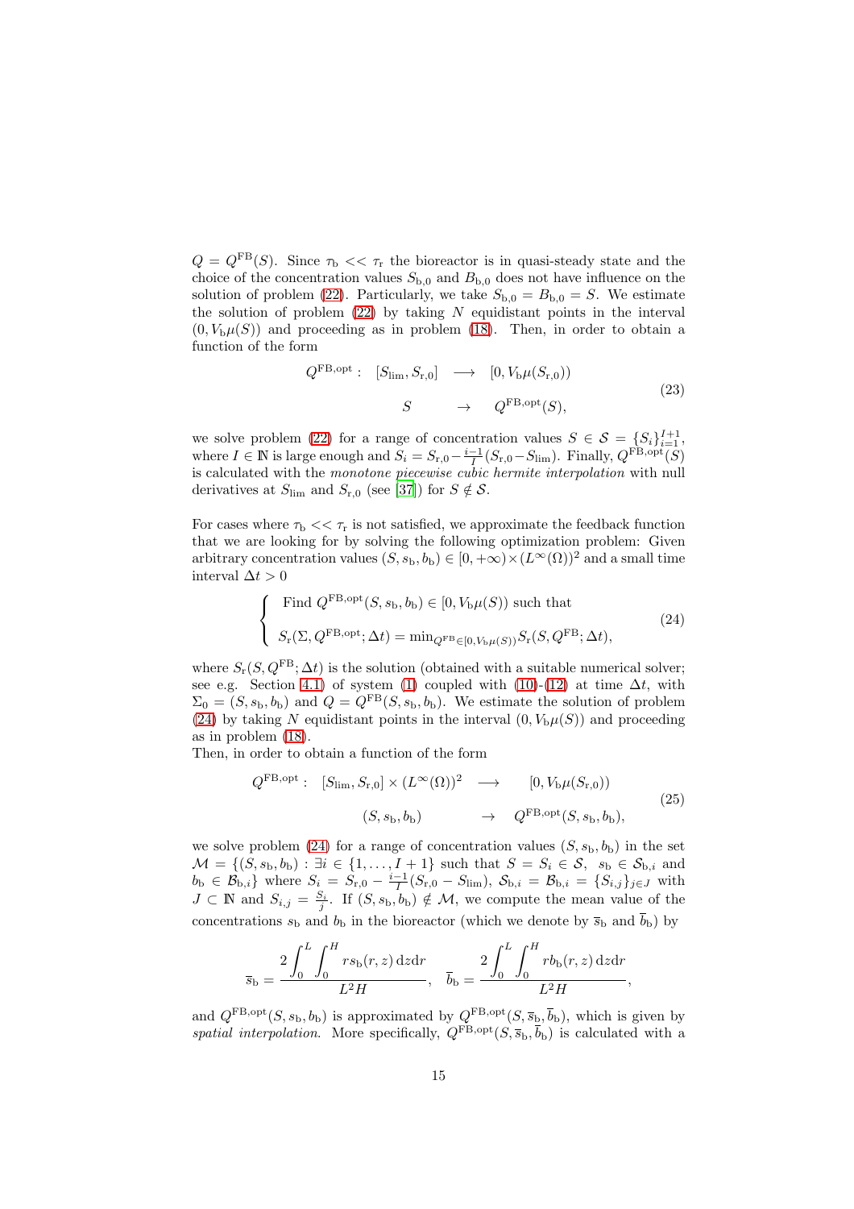$Q = Q^{\mathrm{FB}}(S)$. Since $\tau_{\mathrm{b}} << \tau_{\mathrm{r}}$ the bioreactor is in quasi-steady state and the choice of the concentration values $S_{\mathrm{b},0}$ and $B_{\mathrm{b},0}$ does not have influence on the solution of problem (22). Particularly, we take $S_{\mathrm{b},0} = B_{\mathrm{b},0} = S$. We estimate the solution of problem (22) by taking $N$ equidistant points in the interval $(0, V_{\mathrm{b}}\mu(S))$ and proceeding as in problem (18). Then, in order to obtain a function of the form

$$
\begin{aligned}
Q^{\mathrm{FB,opt}}: \quad [S_{\mathrm{lim}}, S_{\mathrm{r},0}] \quad &\longrightarrow \quad [0, V_{\mathrm{b}}\mu(S_{\mathrm{r},0})) \\
S \quad &\rightarrow \quad Q^{\mathrm{FB,opt}}(S),
\end{aligned}
\tag{23}
$$

we solve problem (22) for a range of concentration values $S \in \mathcal{S} = \{S_i\}_{i=1}^{I+1}$, where $I \in \mathbb{N}$ is large enough and $S_i = S_{\mathrm{r},0} - \frac{i-1}{I}(S_{\mathrm{r},0} - S_{\mathrm{lim}})$. Finally, $Q^{\mathrm{FB,opt}}(S)$ is calculated with the *monotone piecewise cubic hermite interpolation* with null derivatives at $S_{\mathrm{lim}}$ and $S_{\mathrm{r},0}$ (see [37]) for $S \notin \mathcal{S}$.

For cases where $\tau_{\mathrm{b}} << \tau_{\mathrm{r}}$ is not satisfied, we approximate the feedback function that we are looking for by solving the following optimization problem: Given arbitrary concentration values $(S, s_{\mathrm{b}}, b_{\mathrm{b}}) \in [0, +\infty) \times (L^\infty(\Omega))^2$ and a small time interval $\Delta t > 0$

$$
\left\{
\begin{array}{l}
\text{Find } Q^{\mathrm{FB,opt}}(S, s_{\mathrm{b}}, b_{\mathrm{b}}) \in [0, V_{\mathrm{b}}\mu(S)) \text{ such that} \\[2mm]
S_{\mathrm{r}}(\Sigma, Q^{\mathrm{FB,opt}}; \Delta t) = \min_{Q^{\mathrm{FB}} \in [0, V_{\mathrm{b}}\mu(S))} S_{\mathrm{r}}(S, Q^{\mathrm{FB}}; \Delta t),
\end{array}
\right.
\tag{24}
$$

where $S_{\mathrm{r}}(S, Q^{\mathrm{FB}}; \Delta t)$ is the solution (obtained with a suitable numerical solver; see e.g. Section 4.1) of system (1) coupled with (10)-(12) at time $\Delta t$, with $\Sigma_0 = (S, s_{\mathrm{b}}, b_{\mathrm{b}})$ and $Q = Q^{\mathrm{FB}}(S, s_{\mathrm{b}}, b_{\mathrm{b}})$. We estimate the solution of problem (24) by taking $N$ equidistant points in the interval $(0, V_{\mathrm{b}}\mu(S))$ and proceeding as in problem (18).

Then, in order to obtain a function of the form

$$
\begin{aligned}
Q^{\mathrm{FB,opt}}: \quad [S_{\mathrm{lim}}, S_{\mathrm{r},0}] \times (L^\infty(\Omega))^2 \quad &\longrightarrow \quad [0, V_{\mathrm{b}}\mu(S_{\mathrm{r},0})) \\
(S, s_{\mathrm{b}}, b_{\mathrm{b}}) \quad &\rightarrow \quad Q^{\mathrm{FB,opt}}(S, s_{\mathrm{b}}, b_{\mathrm{b}}),
\end{aligned}
\tag{25}
$$

we solve problem (24) for a range of concentration values $(S, s_{\mathrm{b}}, b_{\mathrm{b}})$ in the set $\mathcal{M} = \{(S, s_{\mathrm{b}}, b_{\mathrm{b}}) : \exists i \in \{1, \ldots, I+1\}$ such that $S = S_i \in \mathcal{S},\ s_{\mathrm{b}} \in \mathcal{S}_{\mathrm{b},i}$ and $b_{\mathrm{b}} \in \mathcal{B}_{\mathrm{b},i}\}$ where $S_i = S_{\mathrm{r},0} - \frac{i-1}{I}(S_{\mathrm{r},0} - S_{\mathrm{lim}})$, $\mathcal{S}_{\mathrm{b},i} = \mathcal{B}_{\mathrm{b},i} = \{S_{i,j}\}_{j \in J}$ with $J \subset \mathbb{N}$ and $S_{i,j} = \frac{S_i}{j}$. If $(S, s_{\mathrm{b}}, b_{\mathrm{b}}) \notin \mathcal{M}$, we compute the mean value of the concentrations $s_{\mathrm{b}}$ and $b_{\mathrm{b}}$ in the bioreactor (which we denote by $\overline{s}_{\mathrm{b}}$ and $\overline{b}_{\mathrm{b}}$) by

$$
\overline{s}_{\mathrm{b}} = \frac{2\displaystyle\int_0^L \int_0^H r s_{\mathrm{b}}(r,z)\,\mathrm{d}z\mathrm{d}r}{L^2 H}, \quad \overline{b}_{\mathrm{b}} = \frac{2\displaystyle\int_0^L \int_0^H r b_{\mathrm{b}}(r,z)\,\mathrm{d}z\mathrm{d}r}{L^2 H},
$$

and $Q^{\mathrm{FB,opt}}(S, s_{\mathrm{b}}, b_{\mathrm{b}})$ is approximated by $Q^{\mathrm{FB,opt}}(S, \overline{s}_{\mathrm{b}}, \overline{b}_{\mathrm{b}})$, which is given by *spatial interpolation*. More specifically, $Q^{\mathrm{FB,opt}}(S, \overline{s}_{\mathrm{b}}, \overline{b}_{\mathrm{b}})$ is calculated with a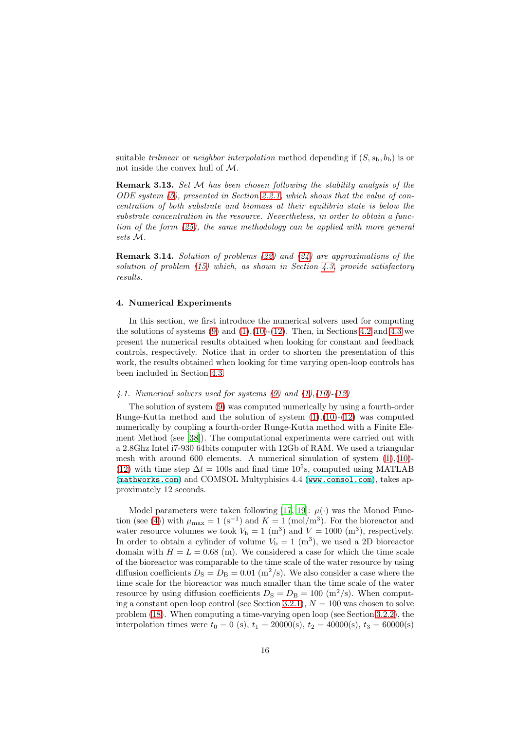suitable *trilinear* or *neighbor interpolation* method depending if $(S, s_\mathrm{b}, b_\mathrm{b})$ is or not inside the convex hull of $\mathcal{M}$.

**Remark 3.13.** *Set $\mathcal{M}$ has been chosen following the stability analysis of the ODE system (5), presented in Section 2.2.1, which shows that the value of concentration of both substrate and biomass at their equilibria state is below the substrate concentration in the resource. Nevertheless, in order to obtain a function of the form (25), the same methodology can be applied with more general sets $\mathcal{M}$.*

**Remark 3.14.** *Solution of problems (22) and (24) are approximations of the solution of problem (15) which, as shown in Section 4.3, provide satisfactory results.*

## 4. Numerical Experiments

In this section, we first introduce the numerical solvers used for computing the solutions of systems (9) and (1),(10)-(12). Then, in Sections 4.2 and 4.3 we present the numerical results obtained when looking for constant and feedback controls, respectively. Notice that in order to shorten the presentation of this work, the results obtained when looking for time varying open-loop controls has been included in Section 4.3.

### 4.1. Numerical solvers used for systems (9) and (1),(10)-(12)

The solution of system (9) was computed numerically by using a fourth-order Runge-Kutta method and the solution of system (1),(10)-(12) was computed numerically by coupling a fourth-order Runge-Kutta method with a Finite Element Method (see [38]). The computational experiments were carried out with a 2.8Ghz Intel i7-930 64bits computer with 12Gb of RAM. We used a triangular mesh with around 600 elements. A numerical simulation of system (1),(10)-(12) with time step $\Delta t = 100$s and final time $10^5$s, computed using MATLAB (`mathworks.com`) and COMSOL Multyphisics 4.4 (`www.comsol.com`), takes approximately 12 seconds.

Model parameters were taken following [17, 19]: $\mu(\cdot)$ was the Monod Function (see (4)) with $\mu_{\max} = 1$ ($\mathrm{s}^{-1}$) and $K = 1$ ($\mathrm{mol/m}^3$). For the bioreactor and water resource volumes we took $V_\mathrm{b} = 1$ ($\mathrm{m}^3$) and $V = 1000$ ($\mathrm{m}^3$), respectively. In order to obtain a cylinder of volume $V_\mathrm{b} = 1$ ($\mathrm{m}^3$), we used a 2D bioreactor domain with $H = L = 0.68$ (m). We considered a case for which the time scale of the bioreactor was comparable to the time scale of the water resource by using diffusion coefficients $D_\mathrm{S} = D_\mathrm{B} = 0.01$ ($\mathrm{m}^2/\mathrm{s}$). We also consider a case where the time scale for the bioreactor was much smaller than the time scale of the water resource by using diffusion coefficients $D_\mathrm{S} = D_\mathrm{B} = 100$ ($\mathrm{m}^2/\mathrm{s}$). When computing a constant open loop control (see Section 3.2.1), $N = 100$ was chosen to solve problem (18). When computing a time-varying open loop (see Section 3.2.2), the interpolation times were $t_0 = 0$ (s), $t_1 = 20000$(s), $t_2 = 40000$(s), $t_3 = 60000$(s)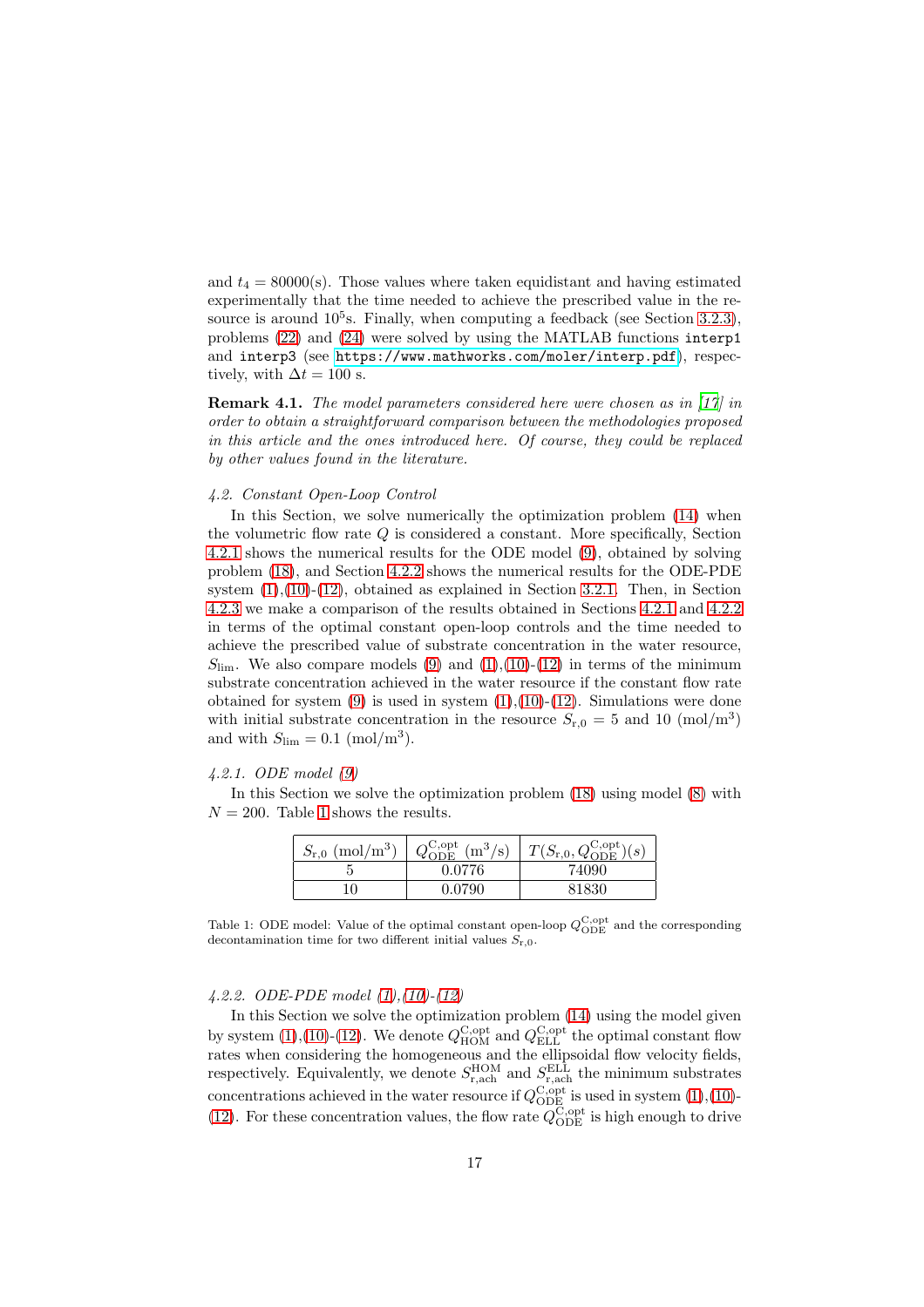and $t_4 = 80000$(s). Those values where taken equidistant and having estimated experimentally that the time needed to achieve the prescribed value in the resource is around $10^5$s. Finally, when computing a feedback (see Section 3.2.3), problems (22) and (24) were solved by using the MATLAB functions `interp1` and `interp3` (see https://www.mathworks.com/moler/interp.pdf), respectively, with $\Delta t = 100$ s.

**Remark 4.1.** *The model parameters considered here were chosen as in [17] in order to obtain a straightforward comparison between the methodologies proposed in this article and the ones introduced here. Of course, they could be replaced by other values found in the literature.*

### *4.2. Constant Open-Loop Control*

In this Section, we solve numerically the optimization problem (14) when the volumetric flow rate $Q$ is considered a constant. More specifically, Section 4.2.1 shows the numerical results for the ODE model (9), obtained by solving problem (18), and Section 4.2.2 shows the numerical results for the ODE-PDE system (1),(10)-(12), obtained as explained in Section 3.2.1. Then, in Section 4.2.3 we make a comparison of the results obtained in Sections 4.2.1 and 4.2.2 in terms of the optimal constant open-loop controls and the time needed to achieve the prescribed value of substrate concentration in the water resource, $S_{\text{lim}}$. We also compare models (9) and (1),(10)-(12) in terms of the minimum substrate concentration achieved in the water resource if the constant flow rate obtained for system (9) is used in system (1),(10)-(12). Simulations were done with initial substrate concentration in the resource $S_{\text{r},0} = 5$ and 10 (mol/m$^3$) and with $S_{\text{lim}} = 0.1$ (mol/m$^3$).

#### *4.2.1. ODE model (9)*

In this Section we solve the optimization problem (18) using model (8) with $N = 200$. Table 1 shows the results.

| $S_{\text{r},0}$ (mol/m$^3$) | $Q_{\text{ODE}}^{\text{C,opt}}$ (m$^3$/s) | $T(S_{\text{r},0}, Q_{\text{ODE}}^{\text{C,opt}})(s)$ |
|---|---|---|
| 5 | 0.0776 | 74090 |
| 10 | 0.0790 | 81830 |

Table 1: ODE model: Value of the optimal constant open-loop $Q_{\text{ODE}}^{\text{C,opt}}$ and the corresponding decontamination time for two different initial values $S_{\text{r},0}$.

#### *4.2.2. ODE-PDE model (1),(10)-(12)*

In this Section we solve the optimization problem (14) using the model given by system (1),(10)-(12). We denote $Q_{\text{HOM}}^{\text{C,opt}}$ and $Q_{\text{ELL}}^{\text{C,opt}}$ the optimal constant flow rates when considering the homogeneous and the ellipsoidal flow velocity fields, respectively. Equivalently, we denote $S_{\text{r,ach}}^{\text{HOM}}$ and $S_{\text{r,ach}}^{\text{ELL}}$ the minimum substrates concentrations achieved in the water resource if $Q_{\text{ODE}}^{\text{C,opt}}$ is used in system (1),(10)-(12). For these concentration values, the flow rate $Q_{\text{ODE}}^{\text{C,opt}}$ is high enough to drive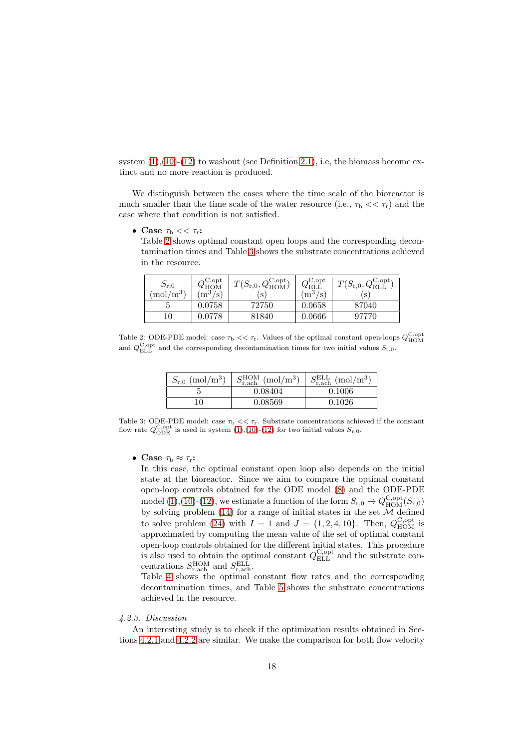system (1),(10)-(12) to washout (see Definition 2.1), i.e, the biomass become extinct and no more reaction is produced.

We distinguish between the cases where the time scale of the bioreactor is much smaller than the time scale of the water resource (i.e., $\tau_{\rm b} << \tau_{\rm r}$) and the case where that condition is not satisfied.

- **Case $\tau_{\rm b} << \tau_{\rm r}$:**
  Table 2 shows optimal constant open loops and the corresponding decontamination times and Table 3 shows the substrate concentrations achieved in the resource.

| $S_{\rm r,0}$ (mol/m$^3$) | $Q^{\rm C,opt}_{\rm HOM}$ (m$^3$/s) | $T(S_{\rm r,0}, Q^{\rm C,opt}_{\rm HOM})$ (s) | $Q^{\rm C,opt}_{\rm ELL}$ (m$^3$/s) | $T(S_{\rm r,0}, Q^{\rm C,opt}_{\rm ELL})$ (s) |
|---|---|---|---|---|
| 5 | 0.0758 | 72750 | 0.0658 | 87040 |
| 10 | 0.0778 | 81840 | 0.0666 | 97770 |

Table 2: ODE-PDE model: case $\tau_{\rm b} << \tau_{\rm r}$. Values of the optimal constant open-loops $Q^{\rm C,opt}_{\rm HOM}$ and $Q^{\rm C,opt}_{\rm ELL}$ and the corresponding decontamination times for two initial values $S_{\rm r,0}$.

| $S_{\rm r,0}$ (mol/m$^3$) | $S^{\rm HOM}_{\rm r,ach}$ (mol/m$^3$) | $S^{\rm ELL}_{\rm r,ach}$ (mol/m$^3$) |
|---|---|---|
| 5 | 0.08404 | 0.1006 |
| 10 | 0.08569 | 0.1026 |

Table 3: ODE-PDE model: case $\tau_{\rm b} << \tau_{\rm r}$. Substrate concentrations achieved if the constant flow rate $Q^{\rm C,opt}_{\rm ODE}$ is used in system (1),(10)-(12) for two initial values $S_{\rm r,0}$.

- **Case $\tau_{\rm b} \approx \tau_{\rm r}$:**
  In this case, the optimal constant open loop also depends on the initial state at the bioreactor. Since we aim to compare the optimal constant open-loop controls obtained for the ODE model (8) and the ODE-PDE model (1),(10)-(12), we estimate a function of the form $S_{\rm r,0} \to Q^{\rm C,opt}_{\rm HOM}(S_{\rm r,0})$ by solving problem (14) for a range of initial states in the set $\mathcal{M}$ defined to solve problem (24) with $I = 1$ and $J = \{1, 2, 4, 10\}$. Then, $Q^{\rm C,opt}_{\rm HOM}$ is approximated by computing the mean value of the set of optimal constant open-loop controls obtained for the different initial states. This procedure is also used to obtain the optimal constant $Q^{\rm C,opt}_{\rm ELL}$ and the substrate concentrations $S^{\rm HOM}_{\rm r,ach}$ and $S^{\rm ELL}_{\rm r,ach}$.
  Table 4 shows the optimal constant flow rates and the corresponding decontamination times, and Table 5 shows the substrate concentrations achieved in the resource.

*4.2.3. Discussion*

An interesting study is to check if the optimization results obtained in Sections 4.2.1 and 4.2.2 are similar. We make the comparison for both flow velocity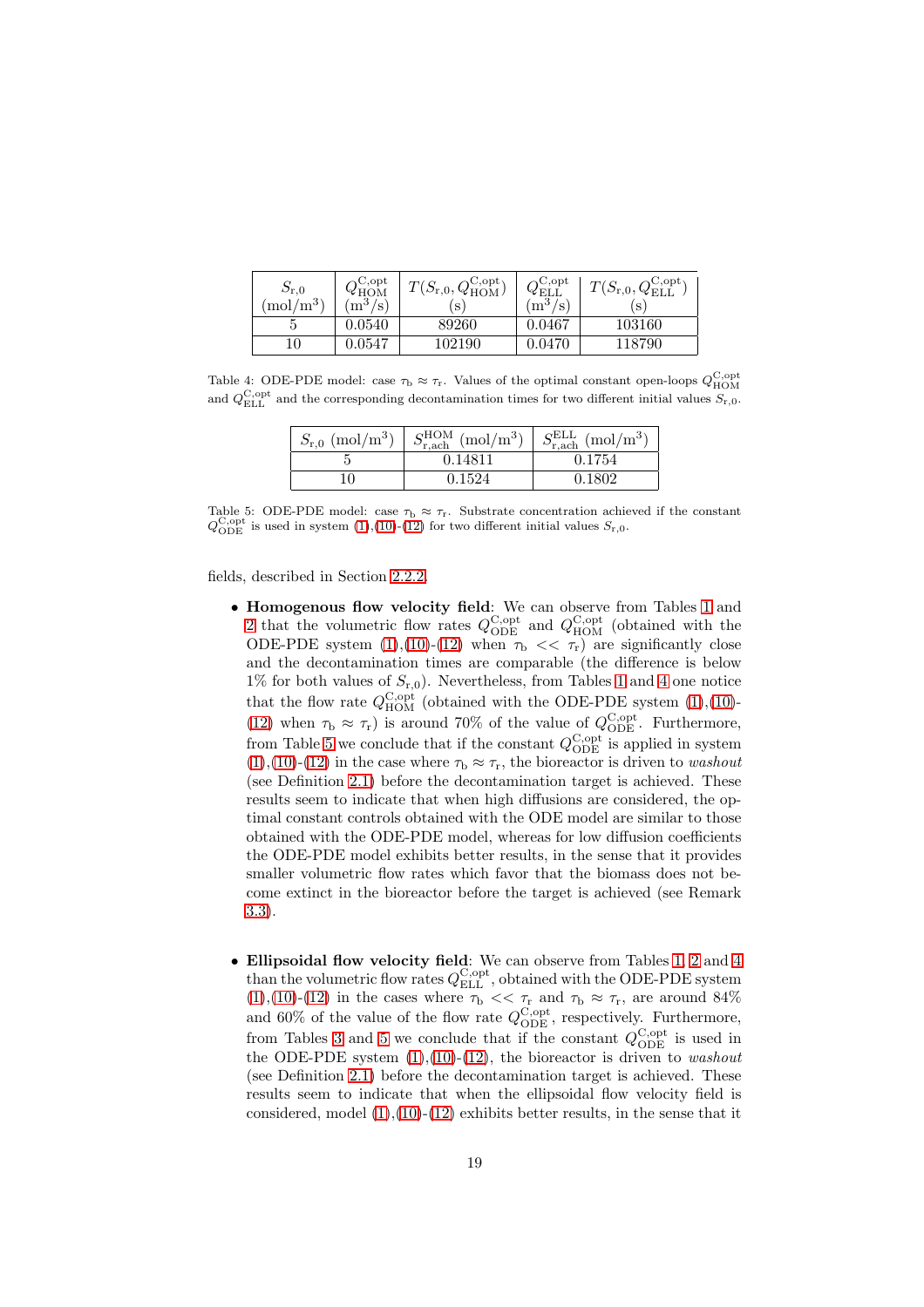| $S_{\mathrm{r},0}$ $(\mathrm{mol/m^3})$ | $Q_{\mathrm{HOM}}^{\mathrm{C,opt}}$ $(\mathrm{m^3/s})$ | $T(S_{\mathrm{r},0}, Q_{\mathrm{HOM}}^{\mathrm{C,opt}})$ (s) | $Q_{\mathrm{ELL}}^{\mathrm{C,opt}}$ $(\mathrm{m^3/s})$ | $T(S_{\mathrm{r},0}, Q_{\mathrm{ELL}}^{\mathrm{C,opt}})$ (s) |
| --- | --- | --- | --- | --- |
| 5 | 0.0540 | 89260 | 0.0467 | 103160 |
| 10 | 0.0547 | 102190 | 0.0470 | 118790 |

Table 4: ODE-PDE model: case $\tau_{\mathrm{b}} \approx \tau_{\mathrm{r}}$. Values of the optimal constant open-loops $Q_{\mathrm{HOM}}^{\mathrm{C,opt}}$ and $Q_{\mathrm{ELL}}^{\mathrm{C,opt}}$ and the corresponding decontamination times for two different initial values $S_{\mathrm{r},0}$.

| $S_{\mathrm{r},0}$ $(\mathrm{mol/m^3})$ | $S_{\mathrm{r,ach}}^{\mathrm{HOM}}$ $(\mathrm{mol/m^3})$ | $S_{\mathrm{r,ach}}^{\mathrm{ELL}}$ $(\mathrm{mol/m^3})$ |
| --- | --- | --- |
| 5 | 0.14811 | 0.1754 |
| 10 | 0.1524 | 0.1802 |

Table 5: ODE-PDE model: case $\tau_{\mathrm{b}} \approx \tau_{\mathrm{r}}$. Substrate concentration achieved if the constant $Q_{\mathrm{ODE}}^{\mathrm{C,opt}}$ is used in system (1),(10)-(12) for two different initial values $S_{\mathrm{r},0}$.

fields, described in Section 2.2.2.

- **Homogenous flow velocity field**: We can observe from Tables 1 and 2 that the volumetric flow rates $Q_{\mathrm{ODE}}^{\mathrm{C,opt}}$ and $Q_{\mathrm{HOM}}^{\mathrm{C,opt}}$ (obtained with the ODE-PDE system (1),(10)-(12) when $\tau_{\mathrm{b}} << \tau_{\mathrm{r}}$) are significantly close and the decontamination times are comparable (the difference is below 1% for both values of $S_{\mathrm{r},0}$). Nevertheless, from Tables 1 and 4 one notice that the flow rate $Q_{\mathrm{HOM}}^{\mathrm{C,opt}}$ (obtained with the ODE-PDE system (1),(10)-(12) when $\tau_{\mathrm{b}} \approx \tau_{\mathrm{r}}$) is around 70% of the value of $Q_{\mathrm{ODE}}^{\mathrm{C,opt}}$. Furthermore, from Table 5 we conclude that if the constant $Q_{\mathrm{ODE}}^{\mathrm{C,opt}}$ is applied in system (1),(10)-(12) in the case where $\tau_{\mathrm{b}} \approx \tau_{\mathrm{r}}$, the bioreactor is driven to *washout* (see Definition 2.1) before the decontamination target is achieved. These results seem to indicate that when high diffusions are considered, the optimal constant controls obtained with the ODE model are similar to those obtained with the ODE-PDE model, whereas for low diffusion coefficients the ODE-PDE model exhibits better results, in the sense that it provides smaller volumetric flow rates which favor that the biomass does not become extinct in the bioreactor before the target is achieved (see Remark 3.3).

- **Ellipsoidal flow velocity field**: We can observe from Tables 1, 2 and 4 than the volumetric flow rates $Q_{\mathrm{ELL}}^{\mathrm{C,opt}}$, obtained with the ODE-PDE system (1),(10)-(12) in the cases where $\tau_{\mathrm{b}} << \tau_{\mathrm{r}}$ and $\tau_{\mathrm{b}} \approx \tau_{\mathrm{r}}$, are around 84% and 60% of the value of the flow rate $Q_{\mathrm{ODE}}^{\mathrm{C,opt}}$, respectively. Furthermore, from Tables 3 and 5 we conclude that if the constant $Q_{\mathrm{ODE}}^{\mathrm{C,opt}}$ is used in the ODE-PDE system (1),(10)-(12), the bioreactor is driven to *washout* (see Definition 2.1) before the decontamination target is achieved. These results seem to indicate that when the ellipsoidal flow velocity field is considered, model (1),(10)-(12) exhibits better results, in the sense that it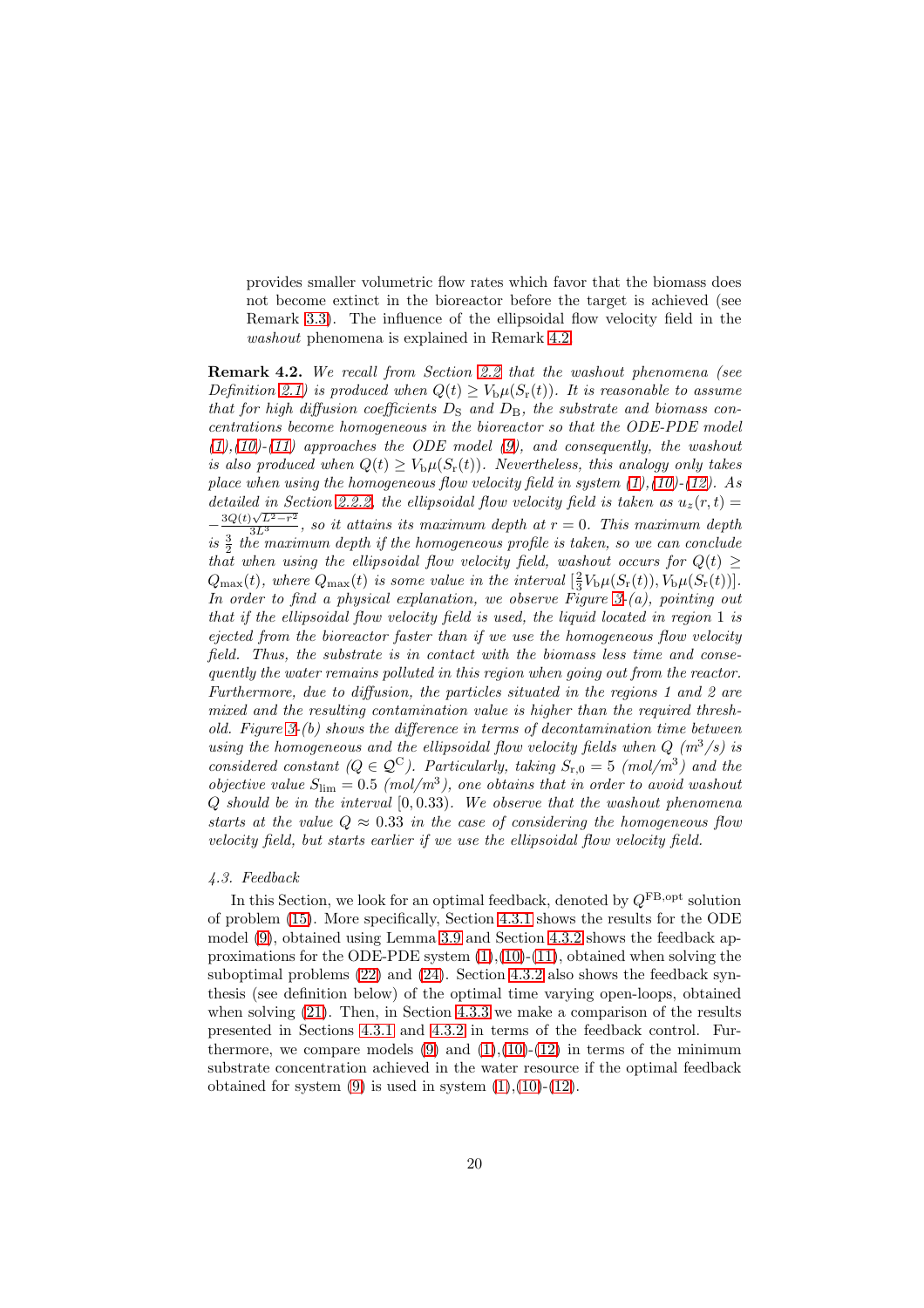provides smaller volumetric flow rates which favor that the biomass does not become extinct in the bioreactor before the target is achieved (see Remark 3.3). The influence of the ellipsoidal flow velocity field in the *washout* phenomena is explained in Remark 4.2.

**Remark 4.2.** *We recall from Section 2.2 that the washout phenomena (see Definition 2.1) is produced when $Q(t) \geq V_{\mathrm{b}}\mu(S_{\mathrm{r}}(t))$. It is reasonable to assume that for high diffusion coefficients $D_{\mathrm{S}}$ and $D_{\mathrm{B}}$, the substrate and biomass concentrations become homogeneous in the bioreactor so that the ODE-PDE model (1),(10)-(11) approaches the ODE model (9), and consequently, the washout is also produced when $Q(t) \geq V_{\mathrm{b}}\mu(S_{\mathrm{r}}(t))$. Nevertheless, this analogy only takes place when using the homogeneous flow velocity field in system (1),(10)-(12). As detailed in Section 2.2.2, the ellipsoidal flow velocity field is taken as $u_z(r,t) = -\frac{3Q(t)\sqrt{L^2-r^2}}{3L^3}$, so it attains its maximum depth at $r=0$. This maximum depth is $\frac{3}{2}$ the maximum depth if the homogeneous profile is taken, so we can conclude that when using the ellipsoidal flow velocity field, washout occurs for $Q(t) \geq Q_{\max}(t)$, where $Q_{\max}(t)$ is some value in the interval $[\frac{2}{3}V_{\mathrm{b}}\mu(S_{\mathrm{r}}(t)), V_{\mathrm{b}}\mu(S_{\mathrm{r}}(t))]$. In order to find a physical explanation, we observe Figure 3-(a), pointing out that if the ellipsoidal flow velocity field is used, the liquid located in region 1 is ejected from the bioreactor faster than if we use the homogeneous flow velocity field. Thus, the substrate is in contact with the biomass less time and consequently the water remains polluted in this region when going out from the reactor. Furthermore, due to diffusion, the particles situated in the regions 1 and 2 are mixed and the resulting contamination value is higher than the required threshold. Figure 3-(b) shows the difference in terms of decontamination time between using the homogeneous and the ellipsoidal flow velocity fields when $Q$ ($m^3/s$) is considered constant ($Q \in \mathcal{Q}^{\mathrm{C}}$). Particularly, taking $S_{\mathrm{r},0} = 5$ ($mol/m^3$) and the objective value $S_{\mathrm{lim}} = 0.5$ ($mol/m^3$), one obtains that in order to avoid washout $Q$ should be in the interval $[0, 0.33)$. We observe that the washout phenomena starts at the value $Q \approx 0.33$ in the case of considering the homogeneous flow velocity field, but starts earlier if we use the ellipsoidal flow velocity field.*

### *4.3. Feedback*

In this Section, we look for an optimal feedback, denoted by $Q^{\mathrm{FB,opt}}$ solution of problem (15). More specifically, Section 4.3.1 shows the results for the ODE model (9), obtained using Lemma 3.9 and Section 4.3.2 shows the feedback approximations for the ODE-PDE system (1),(10)-(11), obtained when solving the suboptimal problems (22) and (24). Section 4.3.2 also shows the feedback synthesis (see definition below) of the optimal time varying open-loops, obtained when solving (21). Then, in Section 4.3.3 we make a comparison of the results presented in Sections 4.3.1 and 4.3.2 in terms of the feedback control. Furthermore, we compare models (9) and (1),(10)-(12) in terms of the minimum substrate concentration achieved in the water resource if the optimal feedback obtained for system (9) is used in system (1),(10)-(12).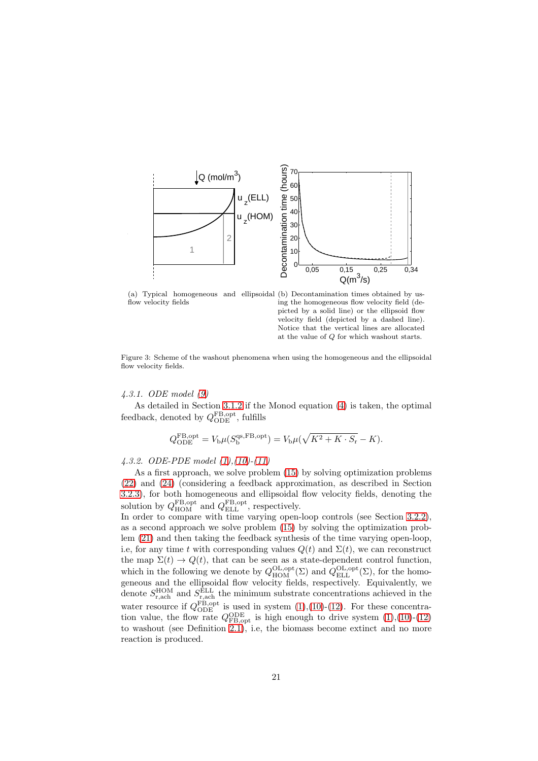(a) Typical homogeneous and ellipsoidal flow velocity fields

(b) Decontamination times obtained by using the homogeneous flow velocity field (depicted by a solid line) or the ellipsoid flow velocity field (depicted by a dashed line). Notice that the vertical lines are allocated at the value of $Q$ for which washout starts.

Figure 3: Scheme of the washout phenomena when using the homogeneous and the ellipsoidal flow velocity fields.

#### *4.3.1. ODE model (9)*

As detailed in Section 3.1.2 if the Monod equation (4) is taken, the optimal feedback, denoted by $Q^{\mathrm{FB,opt}}_{\mathrm{ODE}}$, fulfills

$$Q^{\mathrm{FB,opt}}_{\mathrm{ODE}} = V_{\mathrm{b}}\mu(S^{\mathrm{qs,FB,opt}}_{\mathrm{b}}) = V_{\mathrm{b}}\mu(\sqrt{K^2 + K \cdot S_{\mathrm{r}}} - K).$$

#### *4.3.2. ODE-PDE model (1),(10)-(11)*

As a first approach, we solve problem (15) by solving optimization problems (22) and (24) (considering a feedback approximation, as described in Section 3.2.3), for both homogeneous and ellipsoidal flow velocity fields, denoting the solution by $Q^{\mathrm{FB,opt}}_{\mathrm{HOM}}$ and $Q^{\mathrm{FB,opt}}_{\mathrm{ELL}}$, respectively.
In order to compare with time varying open-loop controls (see Section 3.2.2), as a second approach we solve problem (15) by solving the optimization problem (21) and then taking the feedback synthesis of the time varying open-loop, i.e, for any time $t$ with corresponding values $Q(t)$ and $\Sigma(t)$, we can reconstruct the map $\Sigma(t) \to Q(t)$, that can be seen as a state-dependent control function, which in the following we denote by $Q^{\mathrm{OL,opt}}_{\mathrm{HOM}}(\Sigma)$ and $Q^{\mathrm{OL,opt}}_{\mathrm{ELL}}(\Sigma)$, for the homogeneous and the ellipsoidal flow velocity fields, respectively. Equivalently, we denote $S^{\mathrm{HOM}}_{\mathrm{r,ach}}$ and $S^{\mathrm{ELL}}_{\mathrm{r,ach}}$ the minimum substrate concentrations achieved in the water resource if $Q^{\mathrm{FB,opt}}_{\mathrm{ODE}}$ is used in system (1),(10)-(12). For these concentration value, the flow rate $Q^{\mathrm{ODE}}_{\mathrm{FB,opt}}$ is high enough to drive system (1),(10)-(12) to washout (see Definition 2.1), i.e, the biomass become extinct and no more reaction is produced.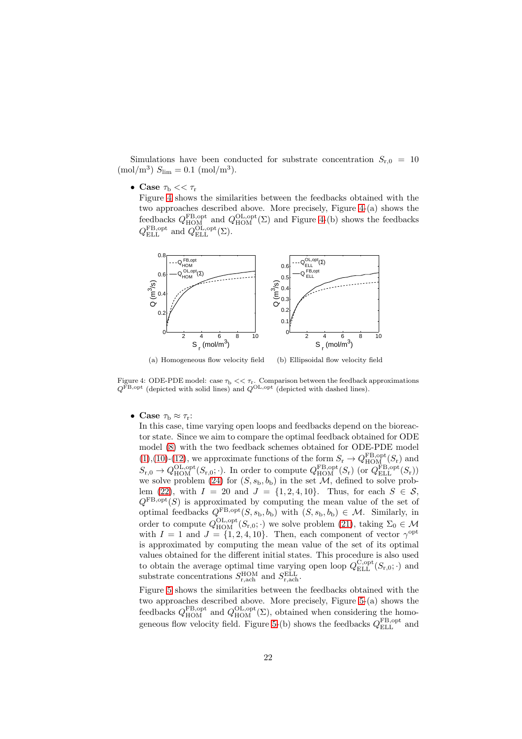Simulations have been conducted for substrate concentration $S_{\mathrm{r},0} = 10$ (mol/m$^3$) $S_{\lim} = 0.1$ (mol/m$^3$).

- **Case** $\tau_{\mathrm{b}} << \tau_{\mathrm{r}}$
  Figure 4 shows the similarities between the feedbacks obtained with the two approaches described above. More precisely, Figure 4-(a) shows the feedbacks $Q_{\mathrm{HOM}}^{\mathrm{FB,opt}}$ and $Q_{\mathrm{HOM}}^{\mathrm{OL,opt}}(\Sigma)$ and Figure 4-(b) shows the feedbacks $Q_{\mathrm{ELL}}^{\mathrm{FB,opt}}$ and $Q_{\mathrm{ELL}}^{\mathrm{OL,opt}}(\Sigma)$.

(a) Homogeneous flow velocity field (b) Ellipsoidal flow velocity field

Figure 4: ODE-PDE model: case $\tau_{\mathrm{b}} << \tau_{\mathrm{r}}$. Comparison between the feedback approximations $Q^{\mathrm{FB,opt}}$ (depicted with solid lines) and $Q^{\mathrm{OL,opt}}$ (depicted with dashed lines).

- **Case** $\tau_{\mathrm{b}} \approx \tau_{\mathrm{r}}$:
  In this case, time varying open loops and feedbacks depend on the bioreactor state. Since we aim to compare the optimal feedback obtained for ODE model (8) with the two feedback schemes obtained for ODE-PDE model (1),(10)-(12), we approximate functions of the form $S_{\mathrm{r}} \to Q_{\mathrm{HOM}}^{\mathrm{FB,opt}}(S_{\mathrm{r}})$ and $S_{\mathrm{r},0} \to Q_{\mathrm{HOM}}^{\mathrm{OL,opt}}(S_{\mathrm{r},0};\cdot)$. In order to compute $Q_{\mathrm{HOM}}^{\mathrm{FB,opt}}(S_{\mathrm{r}})$ (or $Q_{\mathrm{ELL}}^{\mathrm{FB,opt}}(S_{\mathrm{r}})$) we solve problem (24) for $(S, s_{\mathrm{b}}, b_{\mathrm{b}})$ in the set $\mathcal{M}$, defined to solve problem (22), with $I = 20$ and $J = \{1, 2, 4, 10\}$. Thus, for each $S \in \mathcal{S}$, $Q^{\mathrm{FB,opt}}(S)$ is approximated by computing the mean value of the set of optimal feedbacks $Q^{\mathrm{FB,opt}}(S, s_{\mathrm{b}}, b_{\mathrm{b}})$ with $(S, s_{\mathrm{b}}, b_{\mathrm{b}}) \in \mathcal{M}$. Similarly, in order to compute $Q_{\mathrm{HOM}}^{\mathrm{OL,opt}}(S_{\mathrm{r},0};\cdot)$ we solve problem (21), taking $\Sigma_0 \in \mathcal{M}$ with $I = 1$ and $J = \{1, 2, 4, 10\}$. Then, each component of vector $\gamma^{\mathrm{opt}}$ is approximated by computing the mean value of the set of its optimal values obtained for the different initial states. This procedure is also used to obtain the average optimal time varying open loop $Q_{\mathrm{ELL}}^{\mathrm{C,opt}}(S_{\mathrm{r},0};\cdot)$ and substrate concentrations $S_{\mathrm{r,ach}}^{\mathrm{HOM}}$ and $S_{\mathrm{r,ach}}^{\mathrm{ELL}}$.

  Figure 5 shows the similarities between the feedbacks obtained with the two approaches described above. More precisely, Figure 5-(a) shows the feedbacks $Q_{\mathrm{HOM}}^{\mathrm{FB,opt}}$ and $Q_{\mathrm{HOM}}^{\mathrm{OL,opt}}(\Sigma)$, obtained when considering the homogeneous flow velocity field. Figure 5-(b) shows the feedbacks $Q_{\mathrm{ELL}}^{\mathrm{FB,opt}}$ and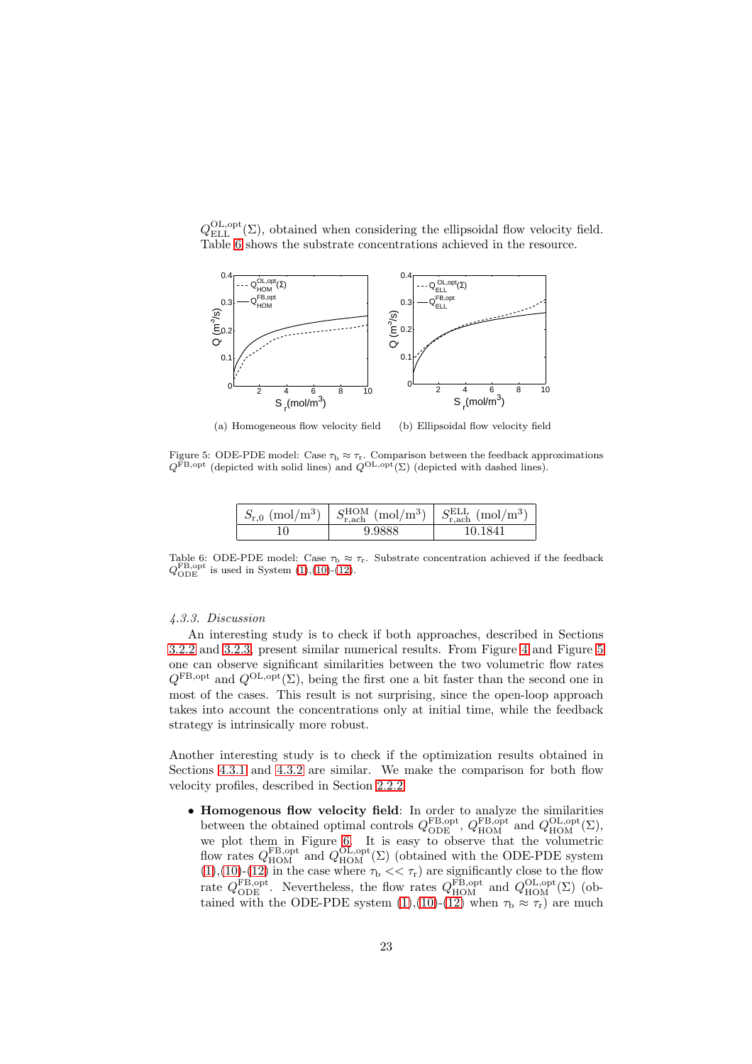$Q^{\mathrm{OL,opt}}_{\mathrm{ELL}}(\Sigma)$, obtained when considering the ellipsoidal flow velocity field. Table 6 shows the substrate concentrations achieved in the resource.

(a) Homogeneous flow velocity field (b) Ellipsoidal flow velocity field

Figure 5: ODE-PDE model: Case $\tau_{\mathrm{b}} \approx \tau_{\mathrm{r}}$. Comparison between the feedback approximations $Q^{\mathrm{FB,opt}}$ (depicted with solid lines) and $Q^{\mathrm{OL,opt}}(\Sigma)$ (depicted with dashed lines).

| $S_{\mathrm{r},0}$ (mol/m$^3$) | $S^{\mathrm{HOM}}_{\mathrm{r,ach}}$ (mol/m$^3$) | $S^{\mathrm{ELL}}_{\mathrm{r,ach}}$ (mol/m$^3$) |
|---|---|---|
| 10 | 9.9888 | 10.1841 |

Table 6: ODE-PDE model: Case $\tau_{\mathrm{b}} \approx \tau_{\mathrm{r}}$. Substrate concentration achieved if the feedback $Q^{\mathrm{FB,opt}}_{\mathrm{ODE}}$ is used in System (1),(10)-(12).

#### 4.3.3. Discussion

An interesting study is to check if both approaches, described in Sections 3.2.2 and 3.2.3, present similar numerical results. From Figure 4 and Figure 5 one can observe significant similarities between the two volumetric flow rates $Q^{\mathrm{FB,opt}}$ and $Q^{\mathrm{OL,opt}}(\Sigma)$, being the first one a bit faster than the second one in most of the cases. This result is not surprising, since the open-loop approach takes into account the concentrations only at initial time, while the feedback strategy is intrinsically more robust.

Another interesting study is to check if the optimization results obtained in Sections 4.3.1 and 4.3.2 are similar. We make the comparison for both flow velocity profiles, described in Section 2.2.2.

- **Homogenous flow velocity field**: In order to analyze the similarities between the obtained optimal controls $Q^{\mathrm{FB,opt}}_{\mathrm{ODE}}$, $Q^{\mathrm{FB,opt}}_{\mathrm{HOM}}$ and $Q^{\mathrm{OL,opt}}_{\mathrm{HOM}}(\Sigma)$, we plot them in Figure 6. It is easy to observe that the volumetric flow rates $Q^{\mathrm{FB,opt}}_{\mathrm{HOM}}$ and $Q^{\mathrm{OL,opt}}_{\mathrm{HOM}}(\Sigma)$ (obtained with the ODE-PDE system (1),(10)-(12) in the case where $\tau_{\mathrm{b}} << \tau_{\mathrm{r}}$) are significantly close to the flow rate $Q^{\mathrm{FB,opt}}_{\mathrm{ODE}}$. Nevertheless, the flow rates $Q^{\mathrm{FB,opt}}_{\mathrm{HOM}}$ and $Q^{\mathrm{OL,opt}}_{\mathrm{HOM}}(\Sigma)$ (obtained with the ODE-PDE system (1),(10)-(12) when $\tau_{\mathrm{b}} \approx \tau_{\mathrm{r}}$) are much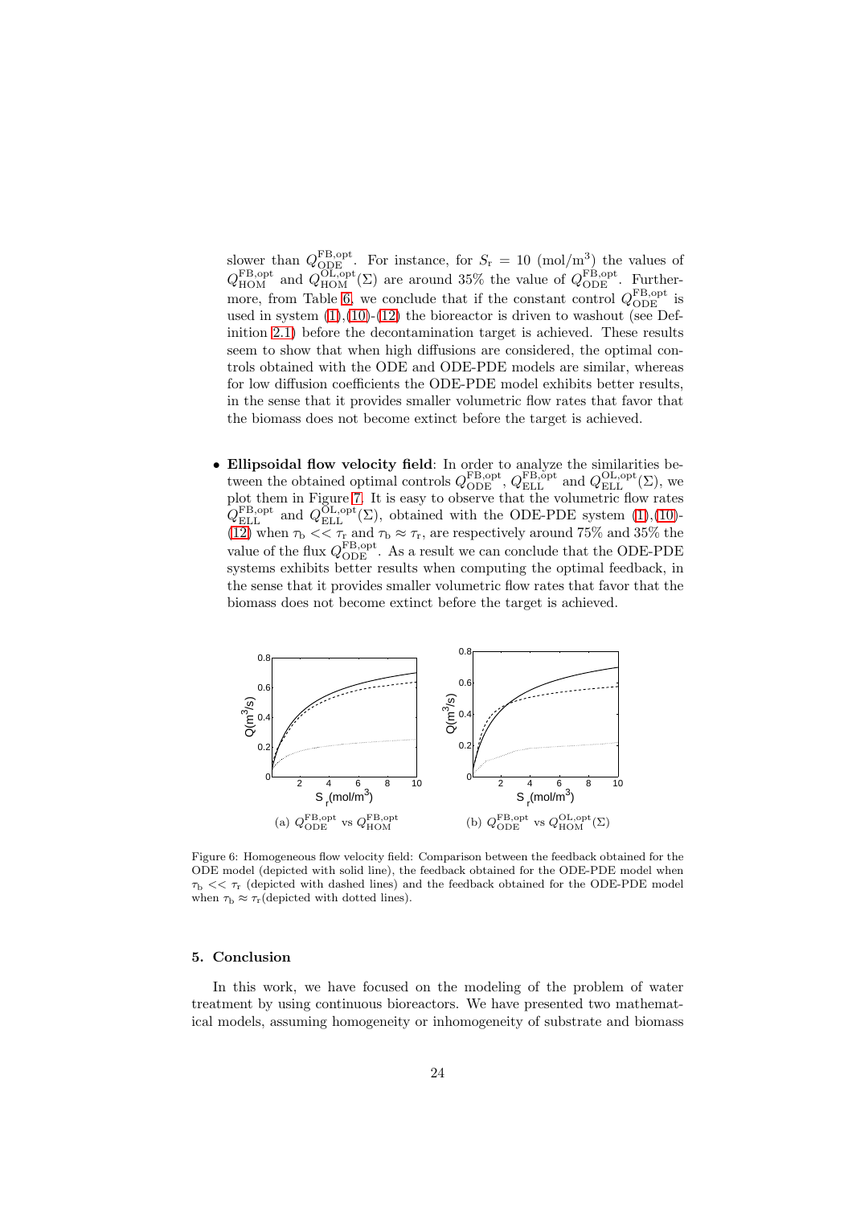slower than $Q_{\rm ODE}^{\rm FB,opt}$. For instance, for $S_{\rm r} = 10$ (mol/m$^3$) the values of $Q_{\rm HOM}^{\rm FB,opt}$ and $Q_{\rm HOM}^{\rm OL,opt}(\Sigma)$ are around 35% the value of $Q_{\rm ODE}^{\rm FB,opt}$. Furthermore, from Table 6, we conclude that if the constant control $Q_{\rm ODE}^{\rm FB,opt}$ is used in system (1),(10)-(12) the bioreactor is driven to washout (see Definition 2.1) before the decontamination target is achieved. These results seem to show that when high diffusions are considered, the optimal controls obtained with the ODE and ODE-PDE models are similar, whereas for low diffusion coefficients the ODE-PDE model exhibits better results, in the sense that it provides smaller volumetric flow rates that favor that the biomass does not become extinct before the target is achieved.

- **Ellipsoidal flow velocity field**: In order to analyze the similarities between the obtained optimal controls $Q_{\rm ODE}^{\rm FB,opt}$, $Q_{\rm ELL}^{\rm FB,opt}$ and $Q_{\rm ELL}^{\rm OL,opt}(\Sigma)$, we plot them in Figure 7. It is easy to observe that the volumetric flow rates $Q_{\rm ELL}^{\rm FB,opt}$ and $Q_{\rm ELL}^{\rm OL,opt}(\Sigma)$, obtained with the ODE-PDE system (1),(10)-(12) when $\tau_{\rm b} << \tau_{\rm r}$ and $\tau_{\rm b} \approx \tau_{\rm r}$, are respectively around 75% and 35% the value of the flux $Q_{\rm ODE}^{\rm FB,opt}$. As a result we can conclude that the ODE-PDE systems exhibits better results when computing the optimal feedback, in the sense that it provides smaller volumetric flow rates that favor that the biomass does not become extinct before the target is achieved.

(a) $Q_{\rm ODE}^{\rm FB,opt}$ vs $Q_{\rm HOM}^{\rm FB,opt}$

(b) $Q_{\rm ODE}^{\rm FB,opt}$ vs $Q_{\rm HOM}^{\rm OL,opt}(\Sigma)$

Figure 6: Homogeneous flow velocity field: Comparison between the feedback obtained for the ODE model (depicted with solid line), the feedback obtained for the ODE-PDE model when $\tau_{\rm b} << \tau_{\rm r}$ (depicted with dashed lines) and the feedback obtained for the ODE-PDE model when $\tau_{\rm b} \approx \tau_{\rm r}$(depicted with dotted lines).

## 5. Conclusion

In this work, we have focused on the modeling of the problem of water treatment by using continuous bioreactors. We have presented two mathematical models, assuming homogeneity or inhomogeneity of substrate and biomass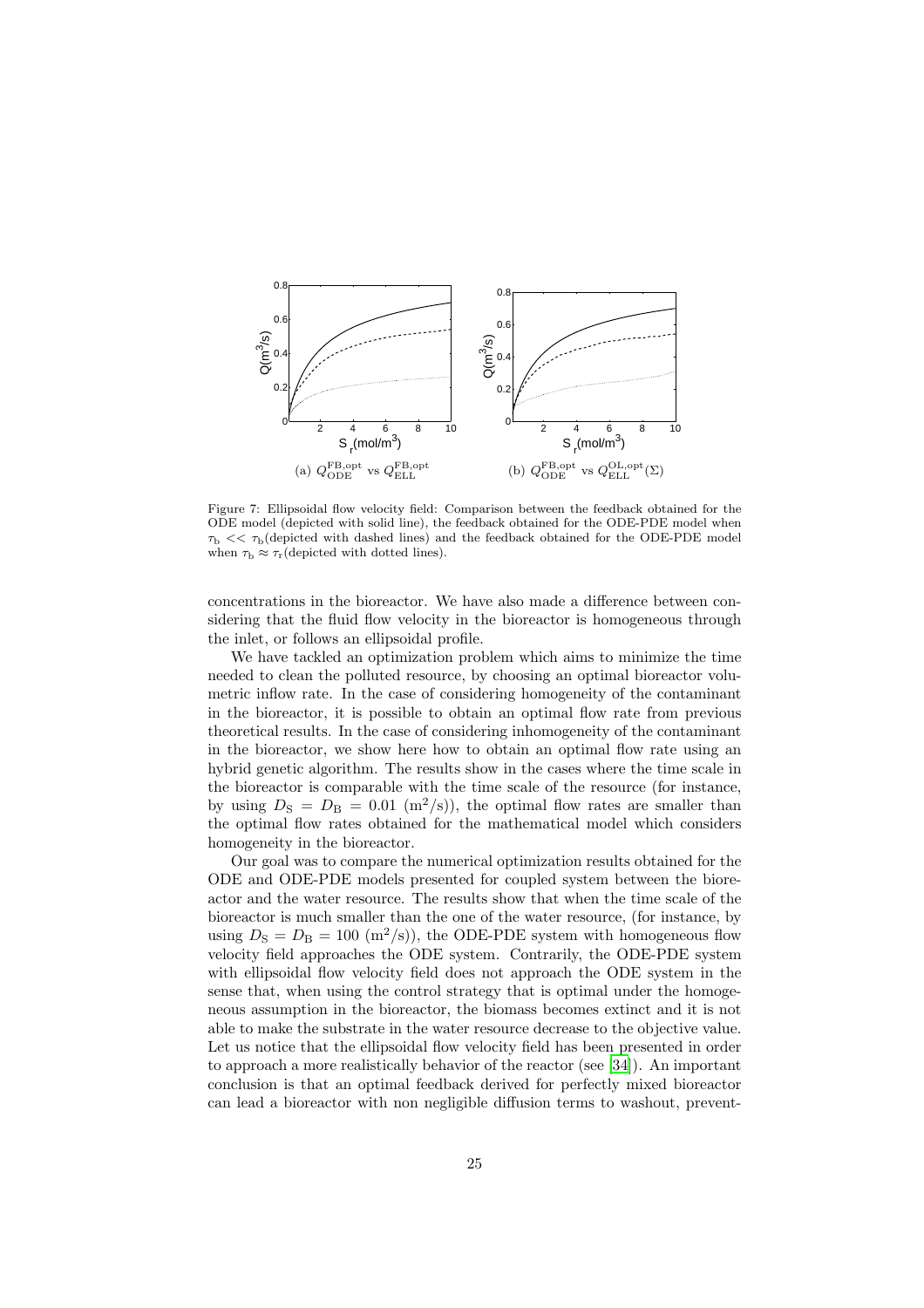(a) $Q^{\mathrm{FB,opt}}_{\mathrm{ODE}}$ vs $Q^{\mathrm{FB,opt}}_{\mathrm{ELL}}$

(b) $Q^{\mathrm{FB,opt}}_{\mathrm{ODE}}$ vs $Q^{\mathrm{OL,opt}}_{\mathrm{ELL}}(\Sigma)$

Figure 7: Ellipsoidal flow velocity field: Comparison between the feedback obtained for the ODE model (depicted with solid line), the feedback obtained for the ODE-PDE model when $\tau_{\mathrm{b}} << \tau_{\mathrm{b}}$(depicted with dashed lines) and the feedback obtained for the ODE-PDE model when $\tau_{\mathrm{b}} \approx \tau_{\mathrm{r}}$(depicted with dotted lines).

concentrations in the bioreactor. We have also made a difference between considering that the fluid flow velocity in the bioreactor is homogeneous through the inlet, or follows an ellipsoidal profile.

We have tackled an optimization problem which aims to minimize the time needed to clean the polluted resource, by choosing an optimal bioreactor volumetric inflow rate. In the case of considering homogeneity of the contaminant in the bioreactor, it is possible to obtain an optimal flow rate from previous theoretical results. In the case of considering inhomogeneity of the contaminant in the bioreactor, we show here how to obtain an optimal flow rate using an hybrid genetic algorithm. The results show in the cases where the time scale in the bioreactor is comparable with the time scale of the resource (for instance, by using $D_{\mathrm{S}} = D_{\mathrm{B}} = 0.01$ ($\mathrm{m}^2/\mathrm{s}$)), the optimal flow rates are smaller than the optimal flow rates obtained for the mathematical model which considers homogeneity in the bioreactor.

Our goal was to compare the numerical optimization results obtained for the ODE and ODE-PDE models presented for coupled system between the bioreactor and the water resource. The results show that when the time scale of the bioreactor is much smaller than the one of the water resource, (for instance, by using $D_{\mathrm{S}} = D_{\mathrm{B}} = 100$ ($\mathrm{m}^2/\mathrm{s}$)), the ODE-PDE system with homogeneous flow velocity field approaches the ODE system. Contrarily, the ODE-PDE system with ellipsoidal flow velocity field does not approach the ODE system in the sense that, when using the control strategy that is optimal under the homogeneous assumption in the bioreactor, the biomass becomes extinct and it is not able to make the substrate in the water resource decrease to the objective value. Let us notice that the ellipsoidal flow velocity field has been presented in order to approach a more realistically behavior of the reactor (see [34]). An important conclusion is that an optimal feedback derived for perfectly mixed bioreactor can lead a bioreactor with non negligible diffusion terms to washout, prevent-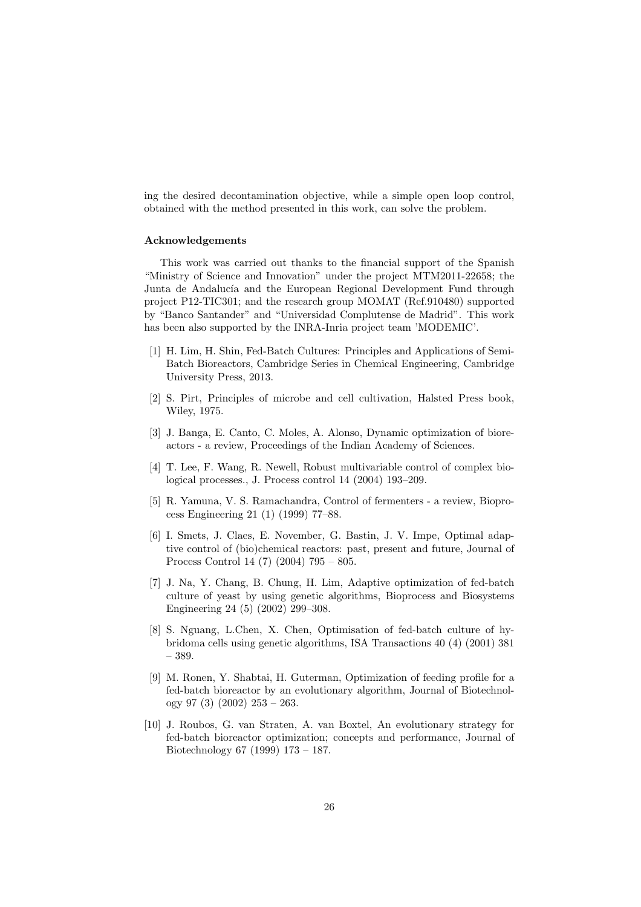ing the desired decontamination objective, while a simple open loop control, obtained with the method presented in this work, can solve the problem.

### Acknowledgements

This work was carried out thanks to the financial support of the Spanish "Ministry of Science and Innovation" under the project MTM2011-22658; the Junta de Andalucía and the European Regional Development Fund through project P12-TIC301; and the research group MOMAT (Ref.910480) supported by "Banco Santander" and "Universidad Complutense de Madrid". This work has been also supported by the INRA-Inria project team 'MODEMIC'.

[1] H. Lim, H. Shin, Fed-Batch Cultures: Principles and Applications of Semi-Batch Bioreactors, Cambridge Series in Chemical Engineering, Cambridge University Press, 2013.

[2] S. Pirt, Principles of microbe and cell cultivation, Halsted Press book, Wiley, 1975.

[3] J. Banga, E. Canto, C. Moles, A. Alonso, Dynamic optimization of bioreactors - a review, Proceedings of the Indian Academy of Sciences.

[4] T. Lee, F. Wang, R. Newell, Robust multivariable control of complex biological processes., J. Process control 14 (2004) 193–209.

[5] R. Yamuna, V. S. Ramachandra, Control of fermenters - a review, Bioprocess Engineering 21 (1) (1999) 77–88.

[6] I. Smets, J. Claes, E. November, G. Bastin, J. V. Impe, Optimal adaptive control of (bio)chemical reactors: past, present and future, Journal of Process Control 14 (7) (2004) 795 – 805.

[7] J. Na, Y. Chang, B. Chung, H. Lim, Adaptive optimization of fed-batch culture of yeast by using genetic algorithms, Bioprocess and Biosystems Engineering 24 (5) (2002) 299–308.

[8] S. Nguang, L.Chen, X. Chen, Optimisation of fed-batch culture of hybridoma cells using genetic algorithms, ISA Transactions 40 (4) (2001) 381 – 389.

[9] M. Ronen, Y. Shabtai, H. Guterman, Optimization of feeding profile for a fed-batch bioreactor by an evolutionary algorithm, Journal of Biotechnology 97 (3) (2002) 253 – 263.

[10] J. Roubos, G. van Straten, A. van Boxtel, An evolutionary strategy for fed-batch bioreactor optimization; concepts and performance, Journal of Biotechnology 67 (1999) 173 – 187.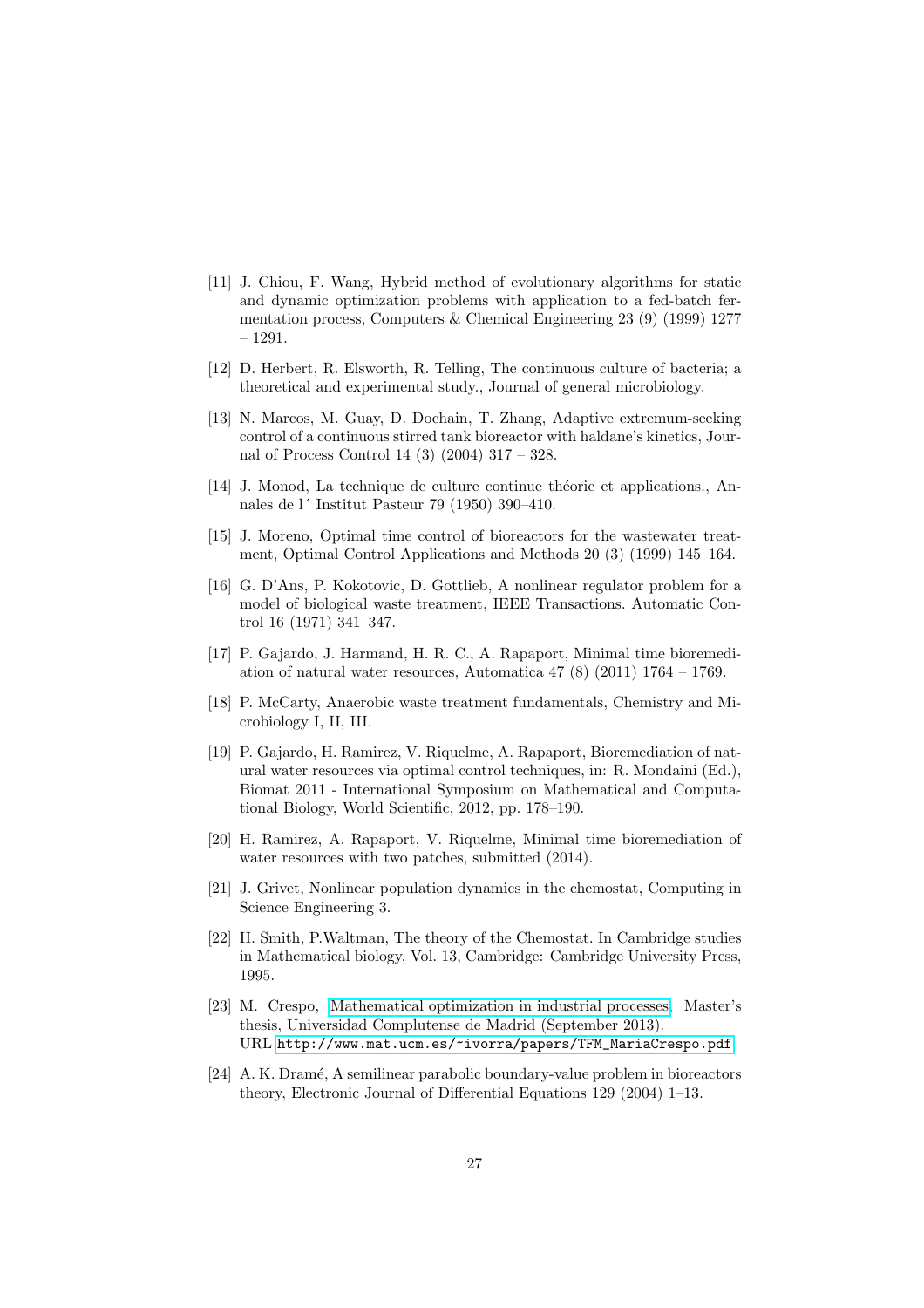[11] J. Chiou, F. Wang, Hybrid method of evolutionary algorithms for static and dynamic optimization problems with application to a fed-batch fermentation process, Computers & Chemical Engineering 23 (9) (1999) 1277 – 1291.

[12] D. Herbert, R. Elsworth, R. Telling, The continuous culture of bacteria; a theoretical and experimental study., Journal of general microbiology.

[13] N. Marcos, M. Guay, D. Dochain, T. Zhang, Adaptive extremum-seeking control of a continuous stirred tank bioreactor with haldane's kinetics, Journal of Process Control 14 (3) (2004) 317 – 328.

[14] J. Monod, La technique de culture continue théorie et applications., Annales de l´ Institut Pasteur 79 (1950) 390–410.

[15] J. Moreno, Optimal time control of bioreactors for the wastewater treatment, Optimal Control Applications and Methods 20 (3) (1999) 145–164.

[16] G. D'Ans, P. Kokotovic, D. Gottlieb, A nonlinear regulator problem for a model of biological waste treatment, IEEE Transactions. Automatic Control 16 (1971) 341–347.

[17] P. Gajardo, J. Harmand, H. R. C., A. Rapaport, Minimal time bioremediation of natural water resources, Automatica 47 (8) (2011) 1764 – 1769.

[18] P. McCarty, Anaerobic waste treatment fundamentals, Chemistry and Microbiology I, II, III.

[19] P. Gajardo, H. Ramirez, V. Riquelme, A. Rapaport, Bioremediation of natural water resources via optimal control techniques, in: R. Mondaini (Ed.), Biomat 2011 - International Symposium on Mathematical and Computational Biology, World Scientific, 2012, pp. 178–190.

[20] H. Ramirez, A. Rapaport, V. Riquelme, Minimal time bioremediation of water resources with two patches, submitted (2014).

[21] J. Grivet, Nonlinear population dynamics in the chemostat, Computing in Science Engineering 3.

[22] H. Smith, P.Waltman, The theory of the Chemostat. In Cambridge studies in Mathematical biology, Vol. 13, Cambridge: Cambridge University Press, 1995.

[23] M. Crespo, Mathematical optimization in industrial processes, Master's thesis, Universidad Complutense de Madrid (September 2013). URL http://www.mat.ucm.es/~ivorra/papers/TFM_MariaCrespo.pdf

[24] A. K. Dramé, A semilinear parabolic boundary-value problem in bioreactors theory, Electronic Journal of Differential Equations 129 (2004) 1–13.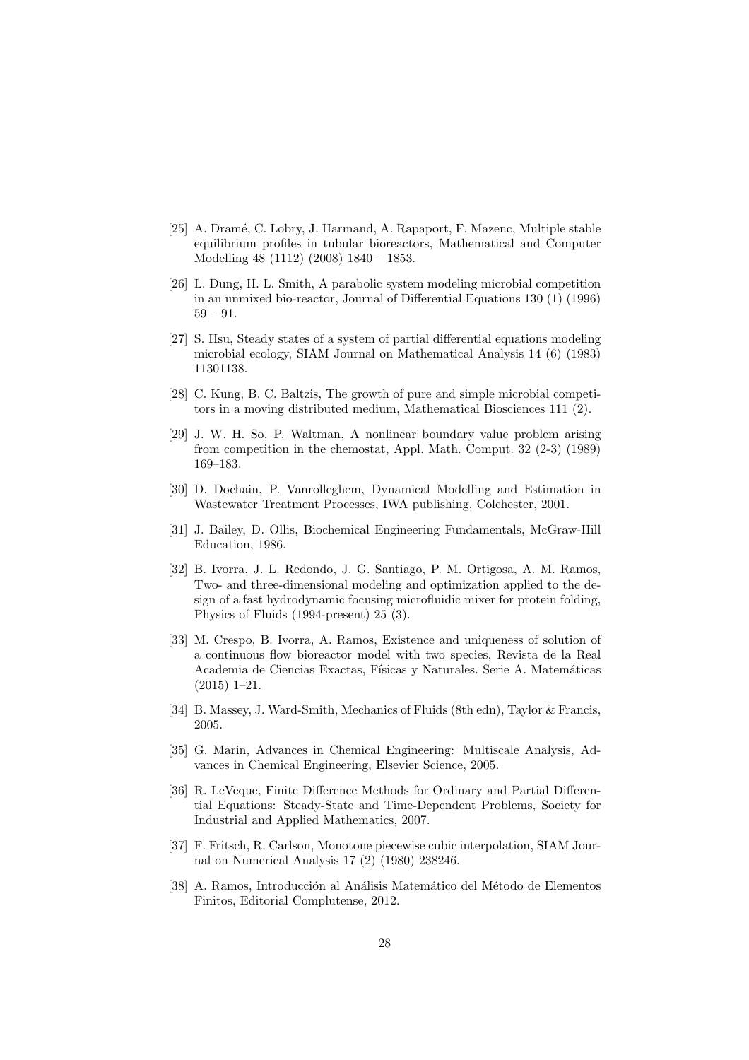[25] A. Dramé, C. Lobry, J. Harmand, A. Rapaport, F. Mazenc, Multiple stable equilibrium profiles in tubular bioreactors, Mathematical and Computer Modelling 48 (1112) (2008) 1840 – 1853.

[26] L. Dung, H. L. Smith, A parabolic system modeling microbial competition in an unmixed bio-reactor, Journal of Differential Equations 130 (1) (1996) 59 – 91.

[27] S. Hsu, Steady states of a system of partial differential equations modeling microbial ecology, SIAM Journal on Mathematical Analysis 14 (6) (1983) 11301138.

[28] C. Kung, B. C. Baltzis, The growth of pure and simple microbial competitors in a moving distributed medium, Mathematical Biosciences 111 (2).

[29] J. W. H. So, P. Waltman, A nonlinear boundary value problem arising from competition in the chemostat, Appl. Math. Comput. 32 (2-3) (1989) 169–183.

[30] D. Dochain, P. Vanrolleghem, Dynamical Modelling and Estimation in Wastewater Treatment Processes, IWA publishing, Colchester, 2001.

[31] J. Bailey, D. Ollis, Biochemical Engineering Fundamentals, McGraw-Hill Education, 1986.

[32] B. Ivorra, J. L. Redondo, J. G. Santiago, P. M. Ortigosa, A. M. Ramos, Two- and three-dimensional modeling and optimization applied to the design of a fast hydrodynamic focusing microfluidic mixer for protein folding, Physics of Fluids (1994-present) 25 (3).

[33] M. Crespo, B. Ivorra, A. Ramos, Existence and uniqueness of solution of a continuous flow bioreactor model with two species, Revista de la Real Academia de Ciencias Exactas, Físicas y Naturales. Serie A. Matemáticas (2015) 1–21.

[34] B. Massey, J. Ward-Smith, Mechanics of Fluids (8th edn), Taylor & Francis, 2005.

[35] G. Marin, Advances in Chemical Engineering: Multiscale Analysis, Advances in Chemical Engineering, Elsevier Science, 2005.

[36] R. LeVeque, Finite Difference Methods for Ordinary and Partial Differential Equations: Steady-State and Time-Dependent Problems, Society for Industrial and Applied Mathematics, 2007.

[37] F. Fritsch, R. Carlson, Monotone piecewise cubic interpolation, SIAM Journal on Numerical Analysis 17 (2) (1980) 238246.

[38] A. Ramos, Introducción al Análisis Matemático del Método de Elementos Finitos, Editorial Complutense, 2012.